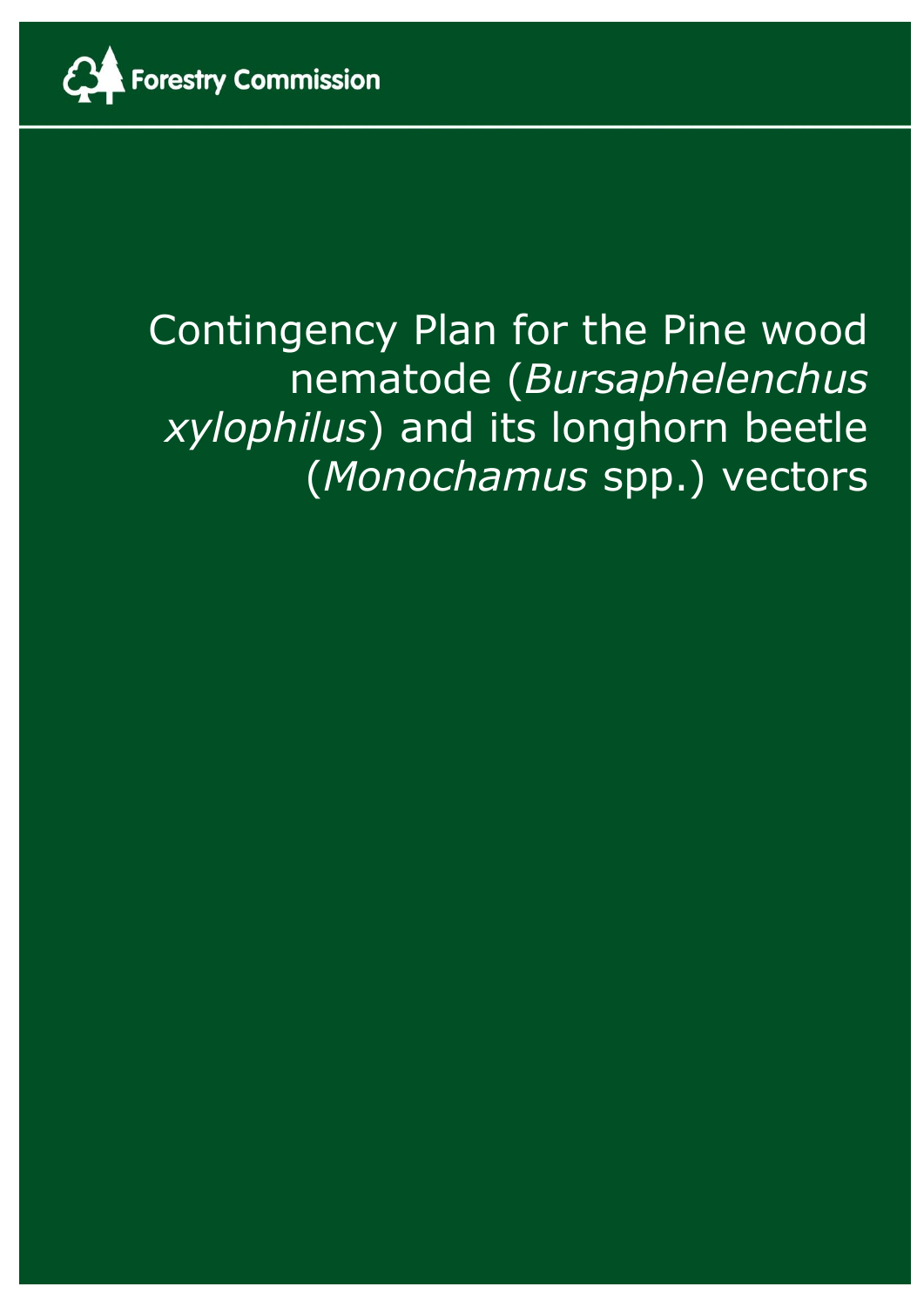Forestry Commission

# Contingency Plan for the Pine wood nematode (*Bursaphelenchus xylophilus*) and its longhorn beetle (*Monochamus* spp.) vectors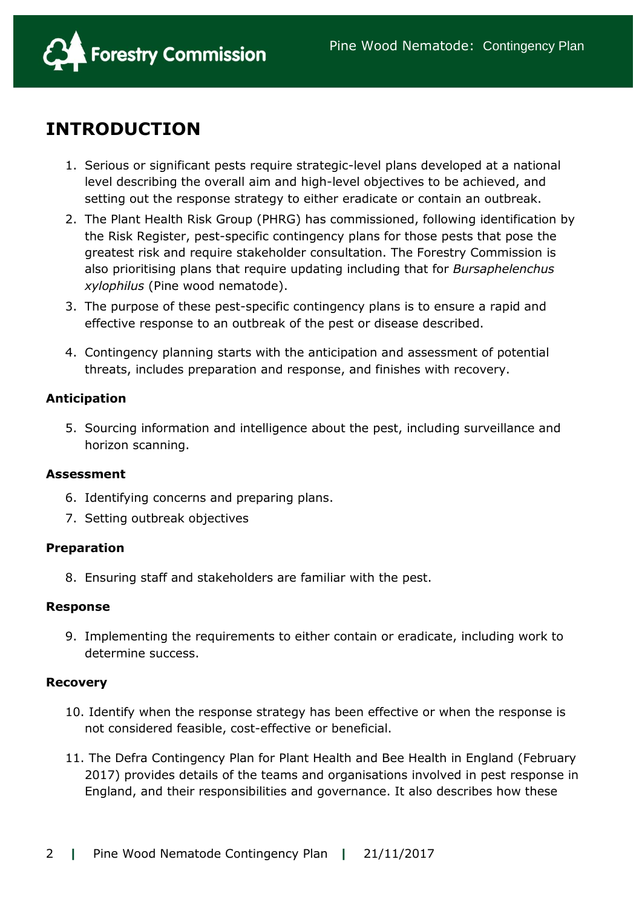# INTRODUCTION

1. Serious or significant pests require strategic-level plans developed at a national level describing the overall aim and high-level objectives to be achieved, and setting out the response strategy to either eradicate or contain an outbreak.
2. The Plant Health Risk Group (PHRG) has commissioned, following identification by the Risk Register, pest-specific contingency plans for those pests that pose the greatest risk and require stakeholder consultation. The Forestry Commission is also prioritising plans that require updating including that for *Bursaphelenchus xylophilus* (Pine wood nematode).
3. The purpose of these pest-specific contingency plans is to ensure a rapid and effective response to an outbreak of the pest or disease described.
4. Contingency planning starts with the anticipation and assessment of potential threats, includes preparation and response, and finishes with recovery.

**Anticipation**

5. Sourcing information and intelligence about the pest, including surveillance and horizon scanning.

**Assessment**

6. Identifying concerns and preparing plans.
7. Setting outbreak objectives

**Preparation**

8. Ensuring staff and stakeholders are familiar with the pest.

**Response**

9. Implementing the requirements to either contain or eradicate, including work to determine success.

**Recovery**

10. Identify when the response strategy has been effective or when the response is not considered feasible, cost-effective or beneficial.
11. The Defra Contingency Plan for Plant Health and Bee Health in England (February 2017) provides details of the teams and organisations involved in pest response in England, and their responsibilities and governance. It also describes how these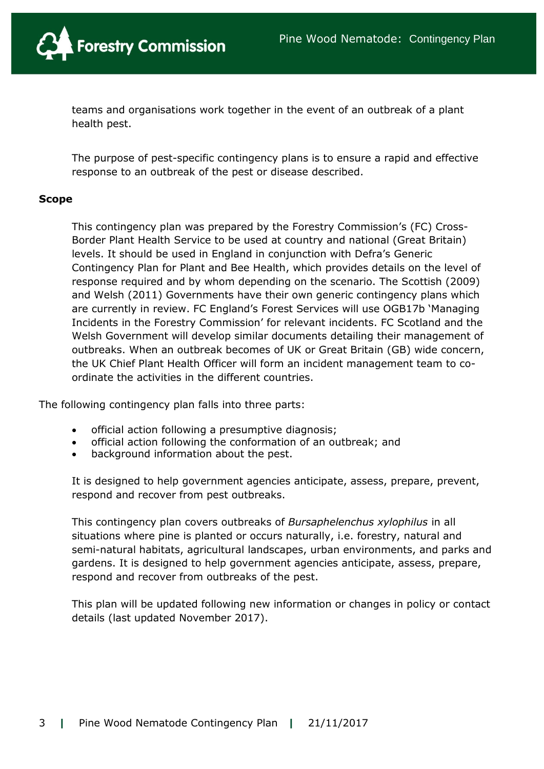teams and organisations work together in the event of an outbreak of a plant health pest.

The purpose of pest-specific contingency plans is to ensure a rapid and effective response to an outbreak of the pest or disease described.

**Scope**

This contingency plan was prepared by the Forestry Commission's (FC) Cross-Border Plant Health Service to be used at country and national (Great Britain) levels. It should be used in England in conjunction with Defra's Generic Contingency Plan for Plant and Bee Health, which provides details on the level of response required and by whom depending on the scenario. The Scottish (2009) and Welsh (2011) Governments have their own generic contingency plans which are currently in review. FC England's Forest Services will use OGB17b 'Managing Incidents in the Forestry Commission' for relevant incidents. FC Scotland and the Welsh Government will develop similar documents detailing their management of outbreaks. When an outbreak becomes of UK or Great Britain (GB) wide concern, the UK Chief Plant Health Officer will form an incident management team to co-ordinate the activities in the different countries.

The following contingency plan falls into three parts:

- official action following a presumptive diagnosis;
- official action following the conformation of an outbreak; and
- background information about the pest.

It is designed to help government agencies anticipate, assess, prepare, prevent, respond and recover from pest outbreaks.

This contingency plan covers outbreaks of *Bursaphelenchus xylophilus* in all situations where pine is planted or occurs naturally, i.e. forestry, natural and semi-natural habitats, agricultural landscapes, urban environments, and parks and gardens. It is designed to help government agencies anticipate, assess, prepare, respond and recover from outbreaks of the pest.

This plan will be updated following new information or changes in policy or contact details (last updated November 2017).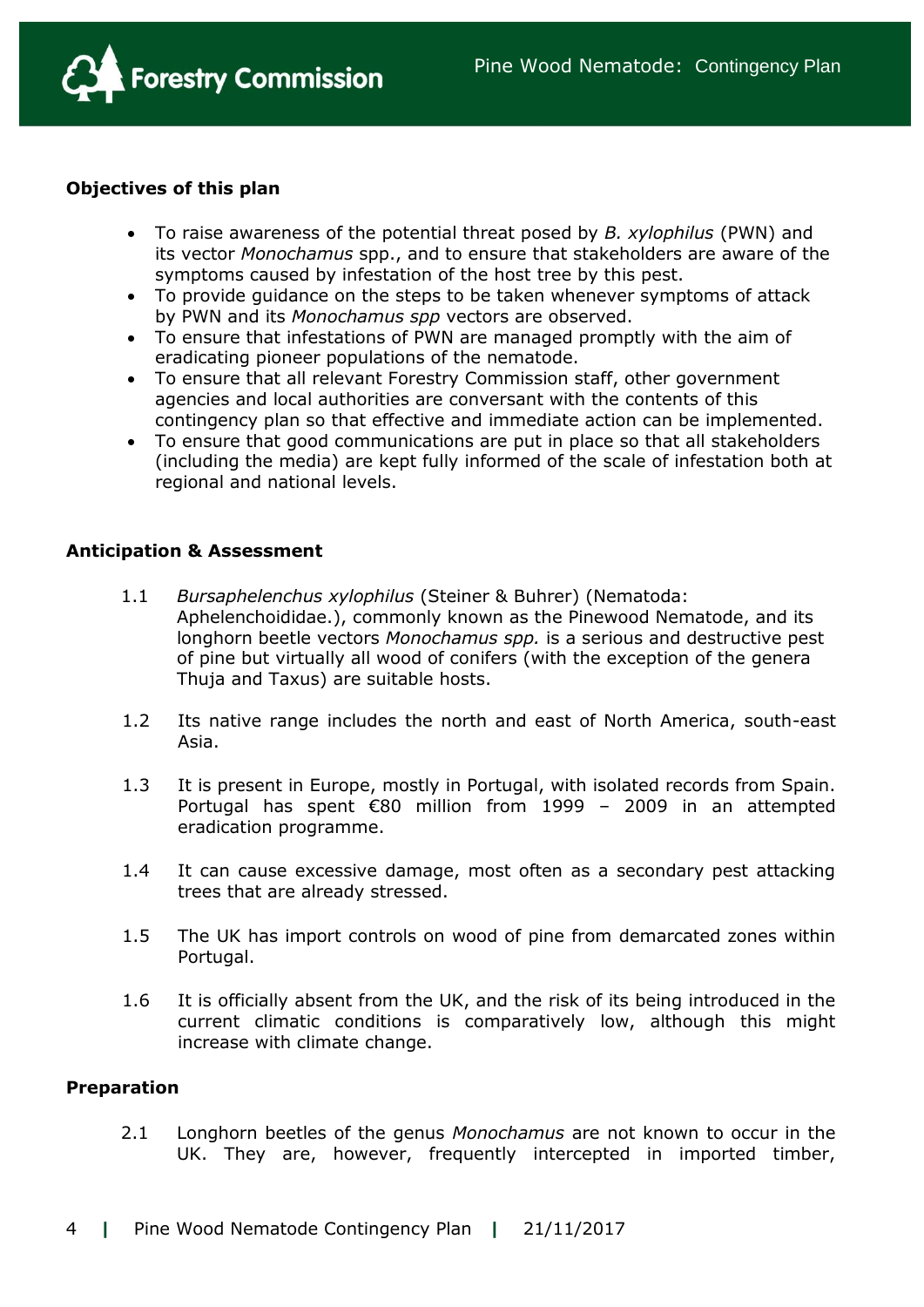**Objectives of this plan**

- To raise awareness of the potential threat posed by *B. xylophilus* (PWN) and its vector *Monochamus* spp., and to ensure that stakeholders are aware of the symptoms caused by infestation of the host tree by this pest.
- To provide guidance on the steps to be taken whenever symptoms of attack by PWN and its *Monochamus spp* vectors are observed.
- To ensure that infestations of PWN are managed promptly with the aim of eradicating pioneer populations of the nematode.
- To ensure that all relevant Forestry Commission staff, other government agencies and local authorities are conversant with the contents of this contingency plan so that effective and immediate action can be implemented.
- To ensure that good communications are put in place so that all stakeholders (including the media) are kept fully informed of the scale of infestation both at regional and national levels.

**Anticipation & Assessment**

1.1 *Bursaphelenchus xylophilus* (Steiner & Buhrer) (Nematoda: Aphelenchoididae.), commonly known as the Pinewood Nematode, and its longhorn beetle vectors *Monochamus spp.* is a serious and destructive pest of pine but virtually all wood of conifers (with the exception of the genera Thuja and Taxus) are suitable hosts.

1.2 Its native range includes the north and east of North America, south-east Asia.

1.3 It is present in Europe, mostly in Portugal, with isolated records from Spain. Portugal has spent €80 million from 1999 – 2009 in an attempted eradication programme.

1.4 It can cause excessive damage, most often as a secondary pest attacking trees that are already stressed.

1.5 The UK has import controls on wood of pine from demarcated zones within Portugal.

1.6 It is officially absent from the UK, and the risk of its being introduced in the current climatic conditions is comparatively low, although this might increase with climate change.

**Preparation**

2.1 Longhorn beetles of the genus *Monochamus* are not known to occur in the UK. They are, however, frequently intercepted in imported timber,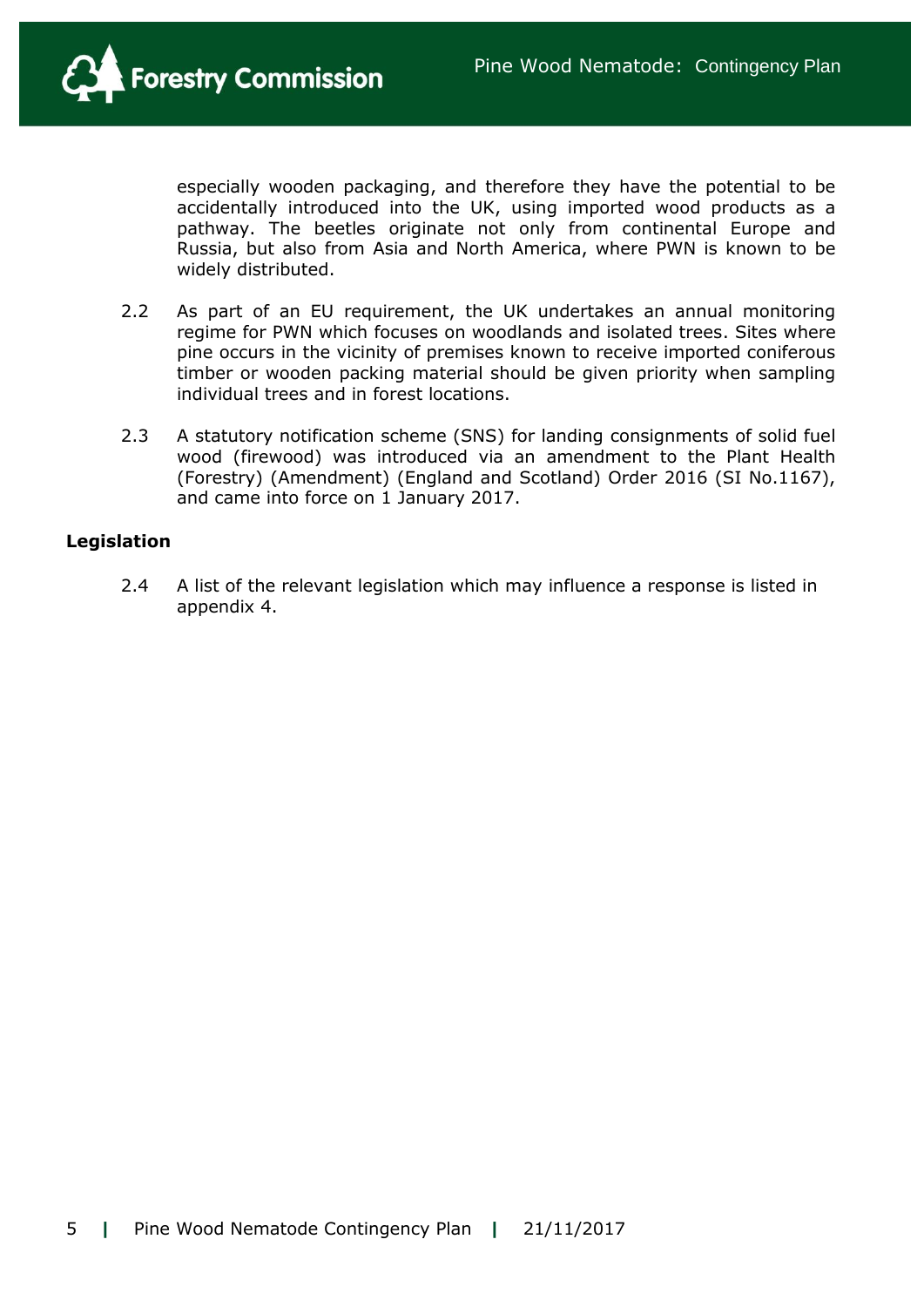especially wooden packaging, and therefore they have the potential to be accidentally introduced into the UK, using imported wood products as a pathway. The beetles originate not only from continental Europe and Russia, but also from Asia and North America, where PWN is known to be widely distributed.

2.2 As part of an EU requirement, the UK undertakes an annual monitoring regime for PWN which focuses on woodlands and isolated trees. Sites where pine occurs in the vicinity of premises known to receive imported coniferous timber or wooden packing material should be given priority when sampling individual trees and in forest locations.

2.3 A statutory notification scheme (SNS) for landing consignments of solid fuel wood (firewood) was introduced via an amendment to the Plant Health (Forestry) (Amendment) (England and Scotland) Order 2016 (SI No.1167), and came into force on 1 January 2017.

**Legislation**

2.4 A list of the relevant legislation which may influence a response is listed in appendix 4.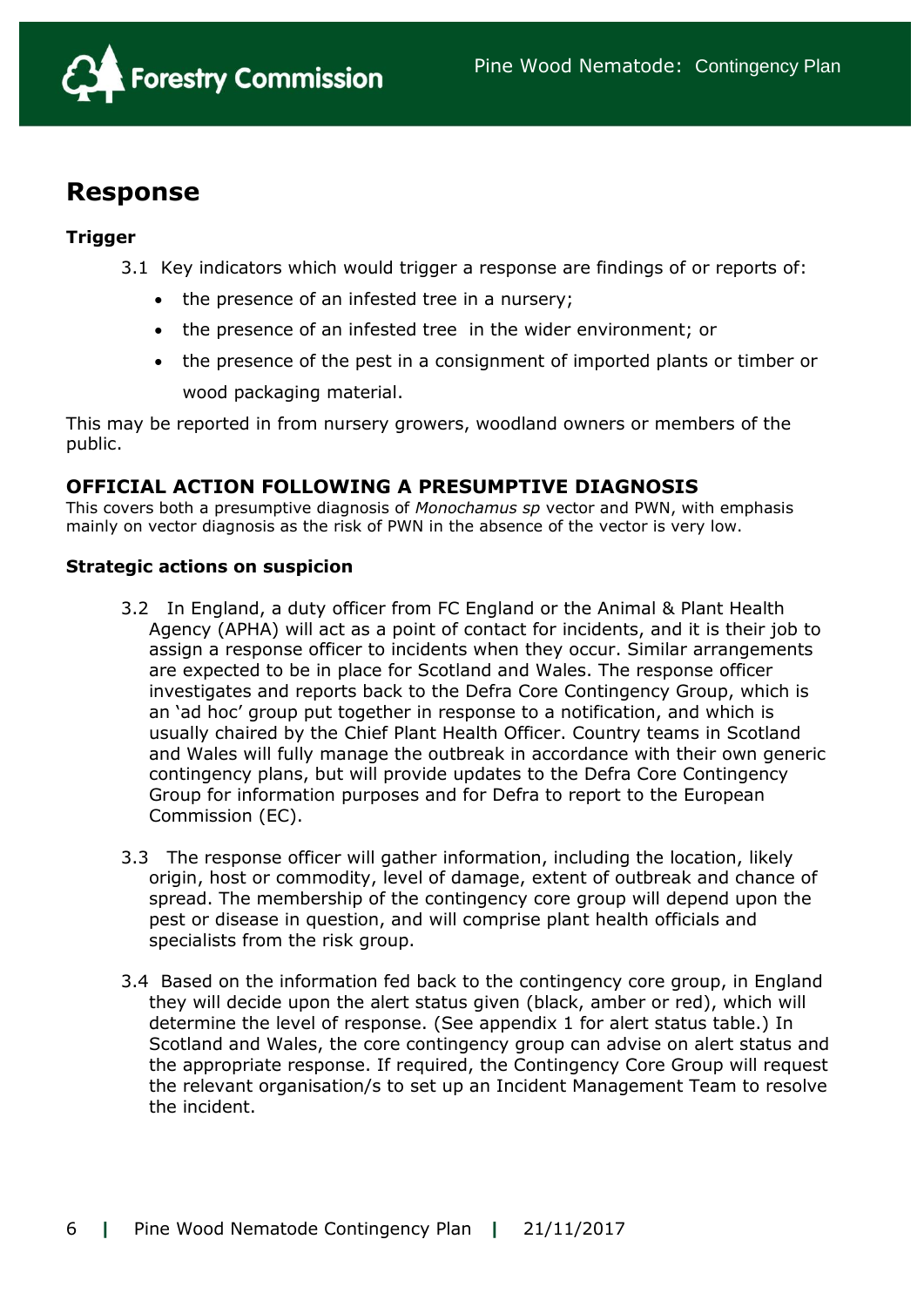## Response

### Trigger

3.1 Key indicators which would trigger a response are findings of or reports of:

- the presence of an infested tree in a nursery;
- the presence of an infested tree in the wider environment; or
- the presence of the pest in a consignment of imported plants or timber or wood packaging material.

This may be reported in from nursery growers, woodland owners or members of the public.

### OFFICIAL ACTION FOLLOWING A PRESUMPTIVE DIAGNOSIS

This covers both a presumptive diagnosis of *Monochamus sp* vector and PWN, with emphasis mainly on vector diagnosis as the risk of PWN in the absence of the vector is very low.

### Strategic actions on suspicion

3.2 In England, a duty officer from FC England or the Animal & Plant Health Agency (APHA) will act as a point of contact for incidents, and it is their job to assign a response officer to incidents when they occur. Similar arrangements are expected to be in place for Scotland and Wales. The response officer investigates and reports back to the Defra Core Contingency Group, which is an 'ad hoc' group put together in response to a notification, and which is usually chaired by the Chief Plant Health Officer. Country teams in Scotland and Wales will fully manage the outbreak in accordance with their own generic contingency plans, but will provide updates to the Defra Core Contingency Group for information purposes and for Defra to report to the European Commission (EC).

3.3 The response officer will gather information, including the location, likely origin, host or commodity, level of damage, extent of outbreak and chance of spread. The membership of the contingency core group will depend upon the pest or disease in question, and will comprise plant health officials and specialists from the risk group.

3.4 Based on the information fed back to the contingency core group, in England they will decide upon the alert status given (black, amber or red), which will determine the level of response. (See appendix 1 for alert status table.) In Scotland and Wales, the core contingency group can advise on alert status and the appropriate response. If required, the Contingency Core Group will request the relevant organisation/s to set up an Incident Management Team to resolve the incident.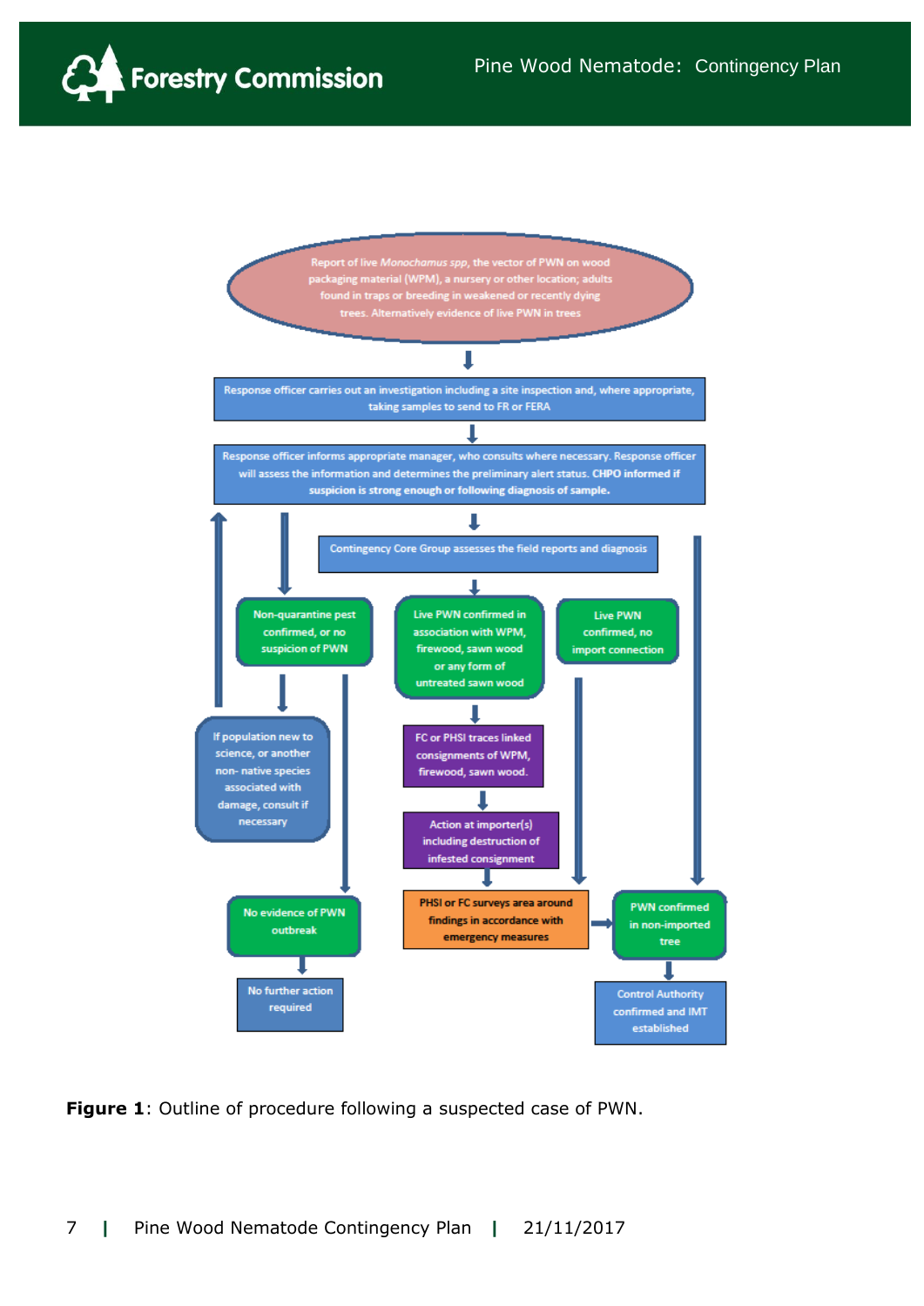Report of live *Monochamus spp*, the vector of PWN on wood packaging material (WPM), a nursery or other location; adults found in traps or breeding in weakened or recently dying trees. Alternatively evidence of live PWN in trees

Response officer carries out an investigation including a site inspection and, where appropriate, taking samples to send to FR or FERA

Response officer informs appropriate manager, who consults where necessary. Response officer will assess the information and determines the preliminary alert status. CHPO informed if suspicion is strong enough or following diagnosis of sample.

Contingency Core Group assesses the field reports and diagnosis

Non-quarantine pest confirmed, or no suspicion of PWN

Live PWN confirmed in association with WPM, firewood, sawn wood or any form of untreated sawn wood

Live PWN confirmed, no import connection

If population new to science, or another non- native species associated with damage, consult if necessary

FC or PHSI traces linked consignments of WPM, firewood, sawn wood.

Action at importer(s) including destruction of infested consignment

No evidence of PWN outbreak

PHSI or FC surveys area around findings in accordance with emergency measures

PWN confirmed in non-imported tree

No further action required

Control Authority confirmed and IMT established

**Figure 1**: Outline of procedure following a suspected case of PWN.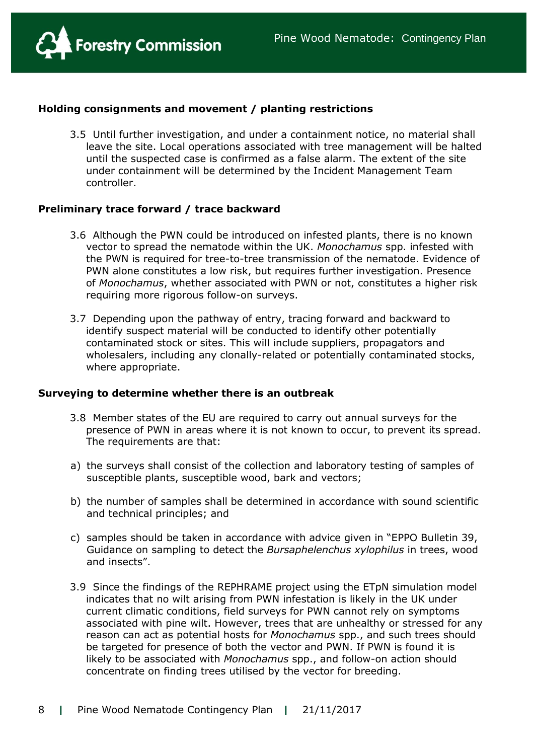### Holding consignments and movement / planting restrictions

3.5 Until further investigation, and under a containment notice, no material shall leave the site. Local operations associated with tree management will be halted until the suspected case is confirmed as a false alarm. The extent of the site under containment will be determined by the Incident Management Team controller.

### Preliminary trace forward / trace backward

3.6 Although the PWN could be introduced on infested plants, there is no known vector to spread the nematode within the UK. *Monochamus* spp. infested with the PWN is required for tree-to-tree transmission of the nematode. Evidence of PWN alone constitutes a low risk, but requires further investigation. Presence of *Monochamus*, whether associated with PWN or not, constitutes a higher risk requiring more rigorous follow-on surveys.

3.7 Depending upon the pathway of entry, tracing forward and backward to identify suspect material will be conducted to identify other potentially contaminated stock or sites. This will include suppliers, propagators and wholesalers, including any clonally-related or potentially contaminated stocks, where appropriate.

### Surveying to determine whether there is an outbreak

3.8 Member states of the EU are required to carry out annual surveys for the presence of PWN in areas where it is not known to occur, to prevent its spread. The requirements are that:

a) the surveys shall consist of the collection and laboratory testing of samples of susceptible plants, susceptible wood, bark and vectors;

b) the number of samples shall be determined in accordance with sound scientific and technical principles; and

c) samples should be taken in accordance with advice given in "EPPO Bulletin 39, Guidance on sampling to detect the *Bursaphelenchus xylophilus* in trees, wood and insects".

3.9 Since the findings of the REPHRAME project using the ETpN simulation model indicates that no wilt arising from PWN infestation is likely in the UK under current climatic conditions, field surveys for PWN cannot rely on symptoms associated with pine wilt. However, trees that are unhealthy or stressed for any reason can act as potential hosts for *Monochamus* spp., and such trees should be targeted for presence of both the vector and PWN. If PWN is found it is likely to be associated with *Monochamus* spp., and follow-on action should concentrate on finding trees utilised by the vector for breeding.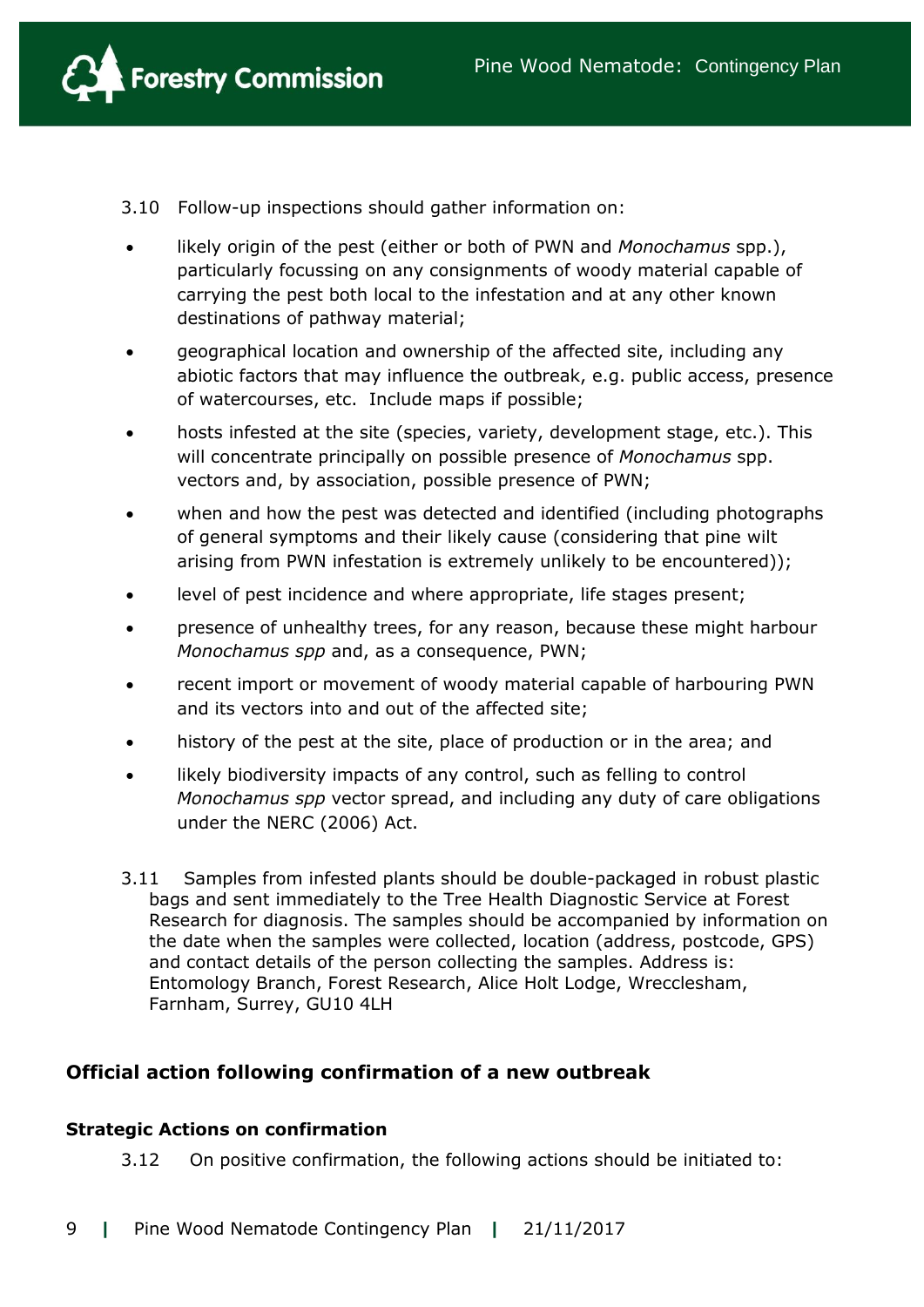3.10 Follow-up inspections should gather information on:

- likely origin of the pest (either or both of PWN and *Monochamus* spp.), particularly focussing on any consignments of woody material capable of carrying the pest both local to the infestation and at any other known destinations of pathway material;
- geographical location and ownership of the affected site, including any abiotic factors that may influence the outbreak, e.g. public access, presence of watercourses, etc. Include maps if possible;
- hosts infested at the site (species, variety, development stage, etc.). This will concentrate principally on possible presence of *Monochamus* spp. vectors and, by association, possible presence of PWN;
- when and how the pest was detected and identified (including photographs of general symptoms and their likely cause (considering that pine wilt arising from PWN infestation is extremely unlikely to be encountered));
- level of pest incidence and where appropriate, life stages present;
- presence of unhealthy trees, for any reason, because these might harbour *Monochamus spp* and, as a consequence, PWN;
- recent import or movement of woody material capable of harbouring PWN and its vectors into and out of the affected site;
- history of the pest at the site, place of production or in the area; and
- likely biodiversity impacts of any control, such as felling to control *Monochamus spp* vector spread, and including any duty of care obligations under the NERC (2006) Act.

3.11 Samples from infested plants should be double-packaged in robust plastic bags and sent immediately to the Tree Health Diagnostic Service at Forest Research for diagnosis. The samples should be accompanied by information on the date when the samples were collected, location (address, postcode, GPS) and contact details of the person collecting the samples. Address is: Entomology Branch, Forest Research, Alice Holt Lodge, Wrecclesham, Farnham, Surrey, GU10 4LH

## Official action following confirmation of a new outbreak

### Strategic Actions on confirmation

3.12 On positive confirmation, the following actions should be initiated to: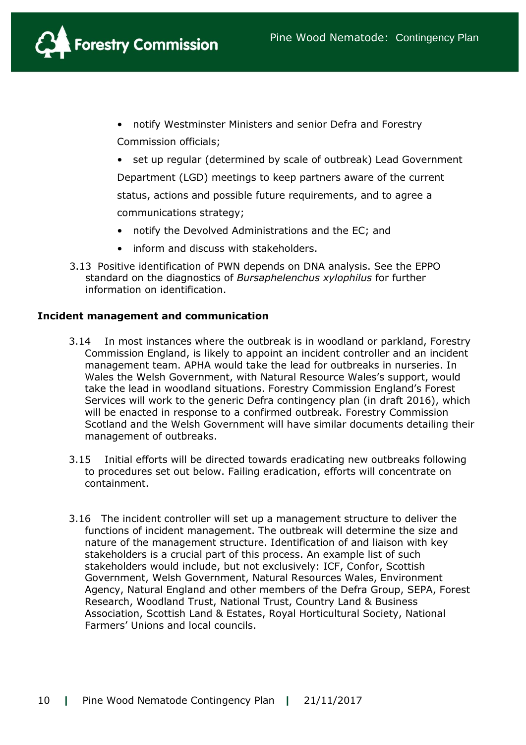- notify Westminster Ministers and senior Defra and Forestry Commission officials;
- set up regular (determined by scale of outbreak) Lead Government Department (LGD) meetings to keep partners aware of the current status, actions and possible future requirements, and to agree a communications strategy;
- notify the Devolved Administrations and the EC; and
- inform and discuss with stakeholders.

3.13 Positive identification of PWN depends on DNA analysis. See the EPPO standard on the diagnostics of *Bursaphelenchus xylophilus* for further information on identification.

**Incident management and communication**

3.14 In most instances where the outbreak is in woodland or parkland, Forestry Commission England, is likely to appoint an incident controller and an incident management team. APHA would take the lead for outbreaks in nurseries. In Wales the Welsh Government, with Natural Resource Wales's support, would take the lead in woodland situations. Forestry Commission England's Forest Services will work to the generic Defra contingency plan (in draft 2016), which will be enacted in response to a confirmed outbreak. Forestry Commission Scotland and the Welsh Government will have similar documents detailing their management of outbreaks.

3.15 Initial efforts will be directed towards eradicating new outbreaks following to procedures set out below. Failing eradication, efforts will concentrate on containment.

3.16 The incident controller will set up a management structure to deliver the functions of incident management. The outbreak will determine the size and nature of the management structure. Identification of and liaison with key stakeholders is a crucial part of this process. An example list of such stakeholders would include, but not exclusively: ICF, Confor, Scottish Government, Welsh Government, Natural Resources Wales, Environment Agency, Natural England and other members of the Defra Group, SEPA, Forest Research, Woodland Trust, National Trust, Country Land & Business Association, Scottish Land & Estates, Royal Horticultural Society, National Farmers' Unions and local councils.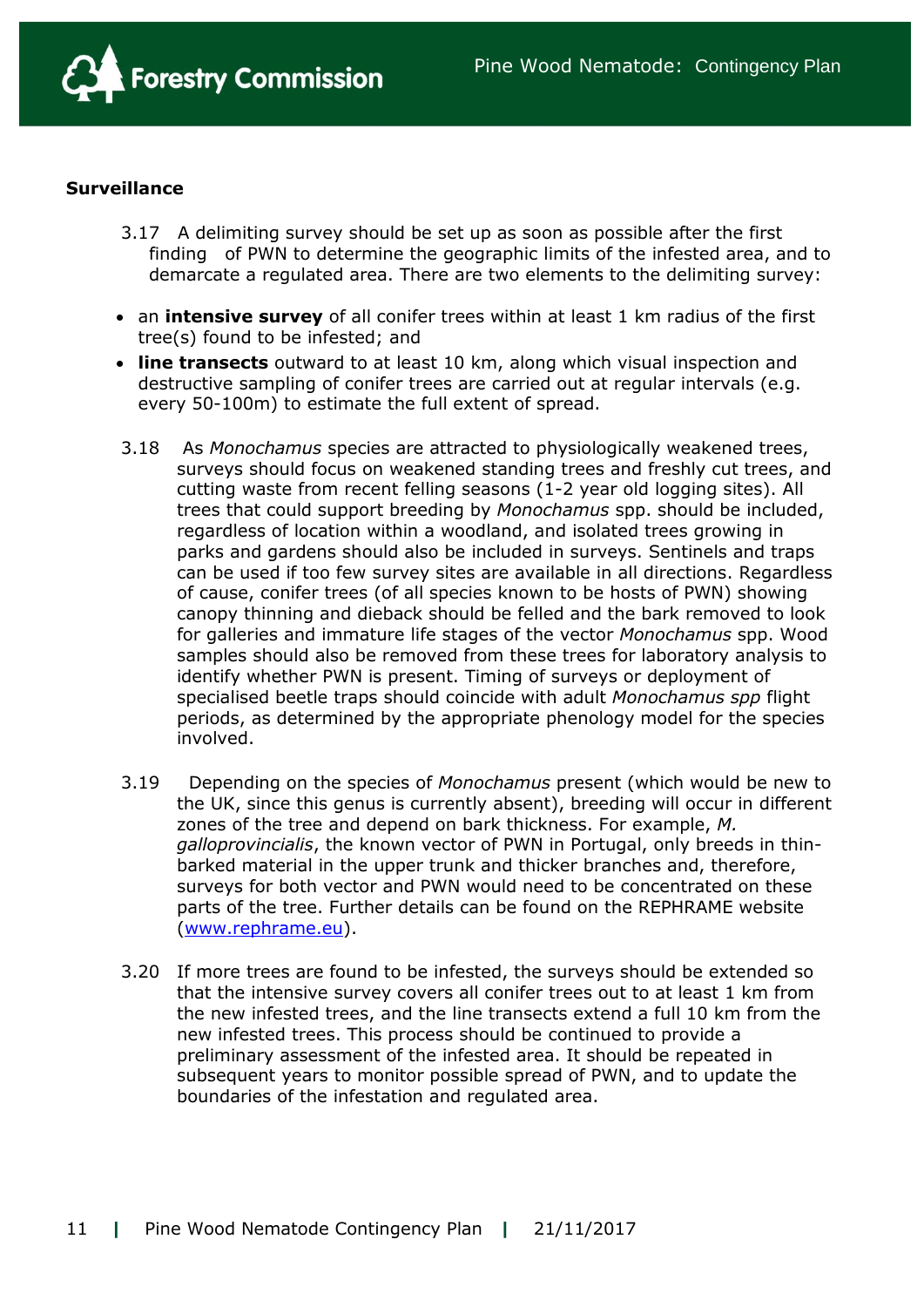**Surveillance**

3.17 A delimiting survey should be set up as soon as possible after the first finding of PWN to determine the geographic limits of the infested area, and to demarcate a regulated area. There are two elements to the delimiting survey:

- an **intensive survey** of all conifer trees within at least 1 km radius of the first tree(s) found to be infested; and
- **line transects** outward to at least 10 km, along which visual inspection and destructive sampling of conifer trees are carried out at regular intervals (e.g. every 50-100m) to estimate the full extent of spread.

3.18 As *Monochamus* species are attracted to physiologically weakened trees, surveys should focus on weakened standing trees and freshly cut trees, and cutting waste from recent felling seasons (1-2 year old logging sites). All trees that could support breeding by *Monochamus* spp. should be included, regardless of location within a woodland, and isolated trees growing in parks and gardens should also be included in surveys. Sentinels and traps can be used if too few survey sites are available in all directions. Regardless of cause, conifer trees (of all species known to be hosts of PWN) showing canopy thinning and dieback should be felled and the bark removed to look for galleries and immature life stages of the vector *Monochamus* spp. Wood samples should also be removed from these trees for laboratory analysis to identify whether PWN is present. Timing of surveys or deployment of specialised beetle traps should coincide with adult *Monochamus spp* flight periods, as determined by the appropriate phenology model for the species involved.

3.19 Depending on the species of *Monochamus* present (which would be new to the UK, since this genus is currently absent), breeding will occur in different zones of the tree and depend on bark thickness. For example, *M. galloprovincialis*, the known vector of PWN in Portugal, only breeds in thin-barked material in the upper trunk and thicker branches and, therefore, surveys for both vector and PWN would need to be concentrated on these parts of the tree. Further details can be found on the REPHRAME website (www.rephrame.eu).

3.20 If more trees are found to be infested, the surveys should be extended so that the intensive survey covers all conifer trees out to at least 1 km from the new infested trees, and the line transects extend a full 10 km from the new infested trees. This process should be continued to provide a preliminary assessment of the infested area. It should be repeated in subsequent years to monitor possible spread of PWN, and to update the boundaries of the infestation and regulated area.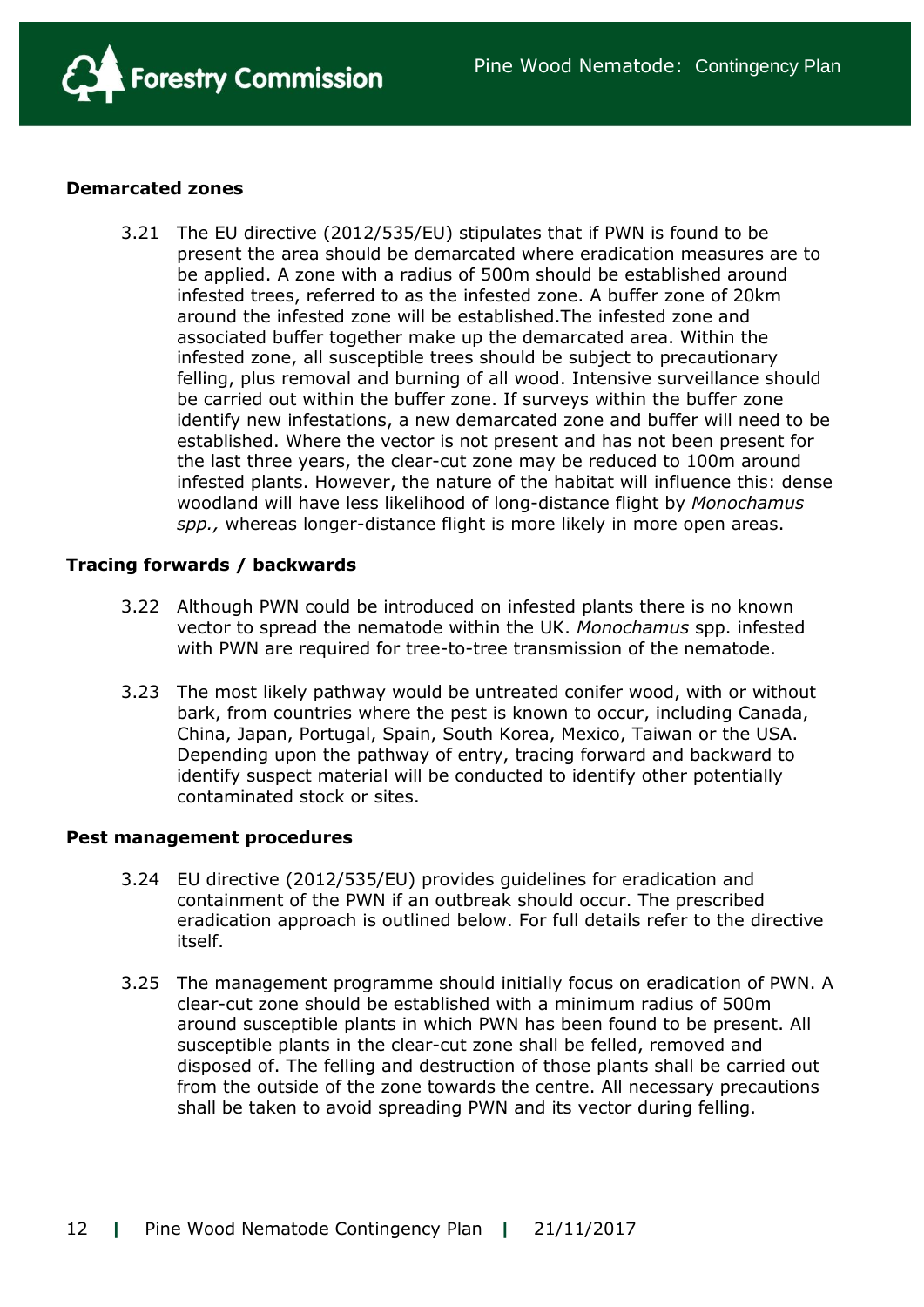### Demarcated zones

3.21 The EU directive (2012/535/EU) stipulates that if PWN is found to be present the area should be demarcated where eradication measures are to be applied. A zone with a radius of 500m should be established around infested trees, referred to as the infested zone. A buffer zone of 20km around the infested zone will be established.The infested zone and associated buffer together make up the demarcated area. Within the infested zone, all susceptible trees should be subject to precautionary felling, plus removal and burning of all wood. Intensive surveillance should be carried out within the buffer zone. If surveys within the buffer zone identify new infestations, a new demarcated zone and buffer will need to be established. Where the vector is not present and has not been present for the last three years, the clear-cut zone may be reduced to 100m around infested plants. However, the nature of the habitat will influence this: dense woodland will have less likelihood of long-distance flight by *Monochamus spp.,* whereas longer-distance flight is more likely in more open areas.

### Tracing forwards / backwards

3.22 Although PWN could be introduced on infested plants there is no known vector to spread the nematode within the UK. *Monochamus* spp. infested with PWN are required for tree-to-tree transmission of the nematode.

3.23 The most likely pathway would be untreated conifer wood, with or without bark, from countries where the pest is known to occur, including Canada, China, Japan, Portugal, Spain, South Korea, Mexico, Taiwan or the USA. Depending upon the pathway of entry, tracing forward and backward to identify suspect material will be conducted to identify other potentially contaminated stock or sites.

### Pest management procedures

3.24 EU directive (2012/535/EU) provides guidelines for eradication and containment of the PWN if an outbreak should occur. The prescribed eradication approach is outlined below. For full details refer to the directive itself.

3.25 The management programme should initially focus on eradication of PWN. A clear-cut zone should be established with a minimum radius of 500m around susceptible plants in which PWN has been found to be present. All susceptible plants in the clear-cut zone shall be felled, removed and disposed of. The felling and destruction of those plants shall be carried out from the outside of the zone towards the centre. All necessary precautions shall be taken to avoid spreading PWN and its vector during felling.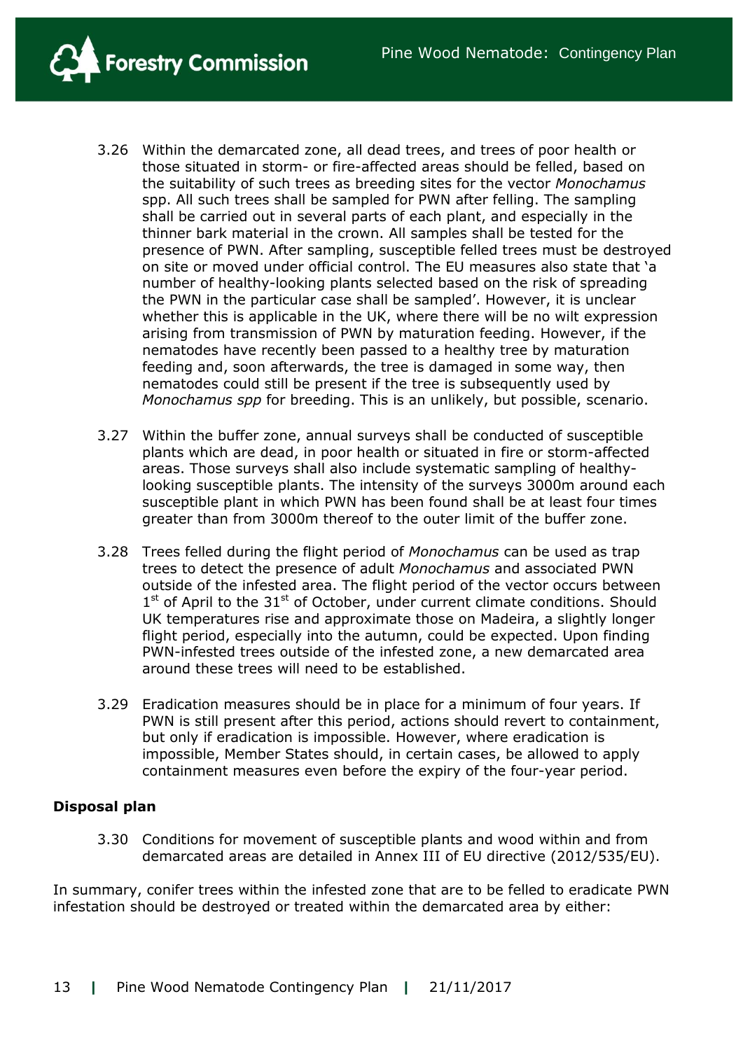3.26 Within the demarcated zone, all dead trees, and trees of poor health or those situated in storm- or fire-affected areas should be felled, based on the suitability of such trees as breeding sites for the vector *Monochamus* spp. All such trees shall be sampled for PWN after felling. The sampling shall be carried out in several parts of each plant, and especially in the thinner bark material in the crown. All samples shall be tested for the presence of PWN. After sampling, susceptible felled trees must be destroyed on site or moved under official control. The EU measures also state that 'a number of healthy-looking plants selected based on the risk of spreading the PWN in the particular case shall be sampled'. However, it is unclear whether this is applicable in the UK, where there will be no wilt expression arising from transmission of PWN by maturation feeding. However, if the nematodes have recently been passed to a healthy tree by maturation feeding and, soon afterwards, the tree is damaged in some way, then nematodes could still be present if the tree is subsequently used by *Monochamus spp* for breeding. This is an unlikely, but possible, scenario.

3.27 Within the buffer zone, annual surveys shall be conducted of susceptible plants which are dead, in poor health or situated in fire or storm-affected areas. Those surveys shall also include systematic sampling of healthy-looking susceptible plants. The intensity of the surveys 3000m around each susceptible plant in which PWN has been found shall be at least four times greater than from 3000m thereof to the outer limit of the buffer zone.

3.28 Trees felled during the flight period of *Monochamus* can be used as trap trees to detect the presence of adult *Monochamus* and associated PWN outside of the infested area. The flight period of the vector occurs between 1st of April to the 31st of October, under current climate conditions. Should UK temperatures rise and approximate those on Madeira, a slightly longer flight period, especially into the autumn, could be expected. Upon finding PWN-infested trees outside of the infested zone, a new demarcated area around these trees will need to be established.

3.29 Eradication measures should be in place for a minimum of four years. If PWN is still present after this period, actions should revert to containment, but only if eradication is impossible. However, where eradication is impossible, Member States should, in certain cases, be allowed to apply containment measures even before the expiry of the four-year period.

**Disposal plan**

3.30 Conditions for movement of susceptible plants and wood within and from demarcated areas are detailed in Annex III of EU directive (2012/535/EU).

In summary, conifer trees within the infested zone that are to be felled to eradicate PWN infestation should be destroyed or treated within the demarcated area by either: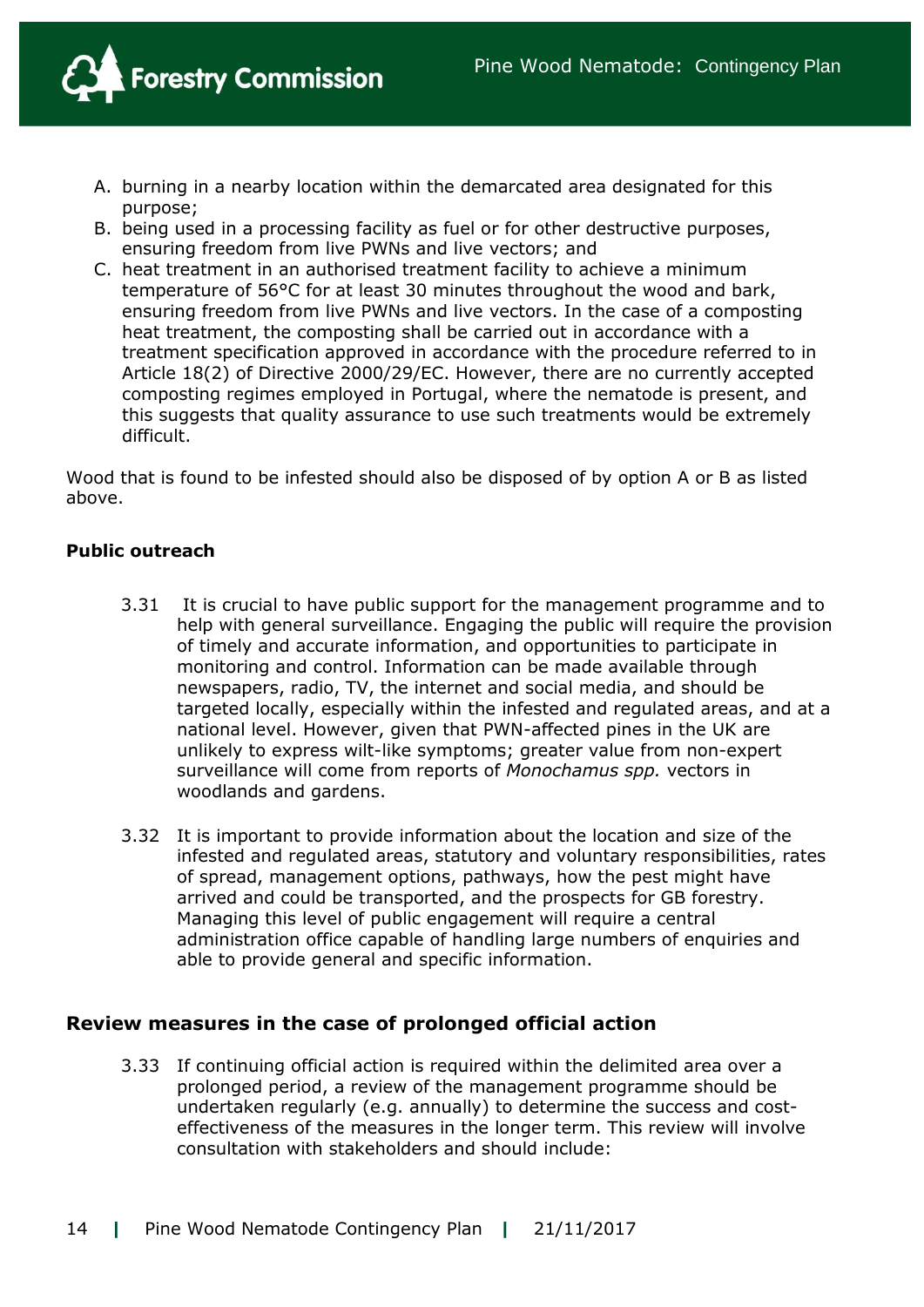A. burning in a nearby location within the demarcated area designated for this purpose;
B. being used in a processing facility as fuel or for other destructive purposes, ensuring freedom from live PWNs and live vectors; and
C. heat treatment in an authorised treatment facility to achieve a minimum temperature of 56°C for at least 30 minutes throughout the wood and bark, ensuring freedom from live PWNs and live vectors. In the case of a composting heat treatment, the composting shall be carried out in accordance with a treatment specification approved in accordance with the procedure referred to in Article 18(2) of Directive 2000/29/EC. However, there are no currently accepted composting regimes employed in Portugal, where the nematode is present, and this suggests that quality assurance to use such treatments would be extremely difficult.

Wood that is found to be infested should also be disposed of by option A or B as listed above.

**Public outreach**

3.31 It is crucial to have public support for the management programme and to help with general surveillance. Engaging the public will require the provision of timely and accurate information, and opportunities to participate in monitoring and control. Information can be made available through newspapers, radio, TV, the internet and social media, and should be targeted locally, especially within the infested and regulated areas, and at a national level. However, given that PWN-affected pines in the UK are unlikely to express wilt-like symptoms; greater value from non-expert surveillance will come from reports of *Monochamus spp.* vectors in woodlands and gardens.

3.32 It is important to provide information about the location and size of the infested and regulated areas, statutory and voluntary responsibilities, rates of spread, management options, pathways, how the pest might have arrived and could be transported, and the prospects for GB forestry. Managing this level of public engagement will require a central administration office capable of handling large numbers of enquiries and able to provide general and specific information.

## Review measures in the case of prolonged official action

3.33 If continuing official action is required within the delimited area over a prolonged period, a review of the management programme should be undertaken regularly (e.g. annually) to determine the success and cost-effectiveness of the measures in the longer term. This review will involve consultation with stakeholders and should include: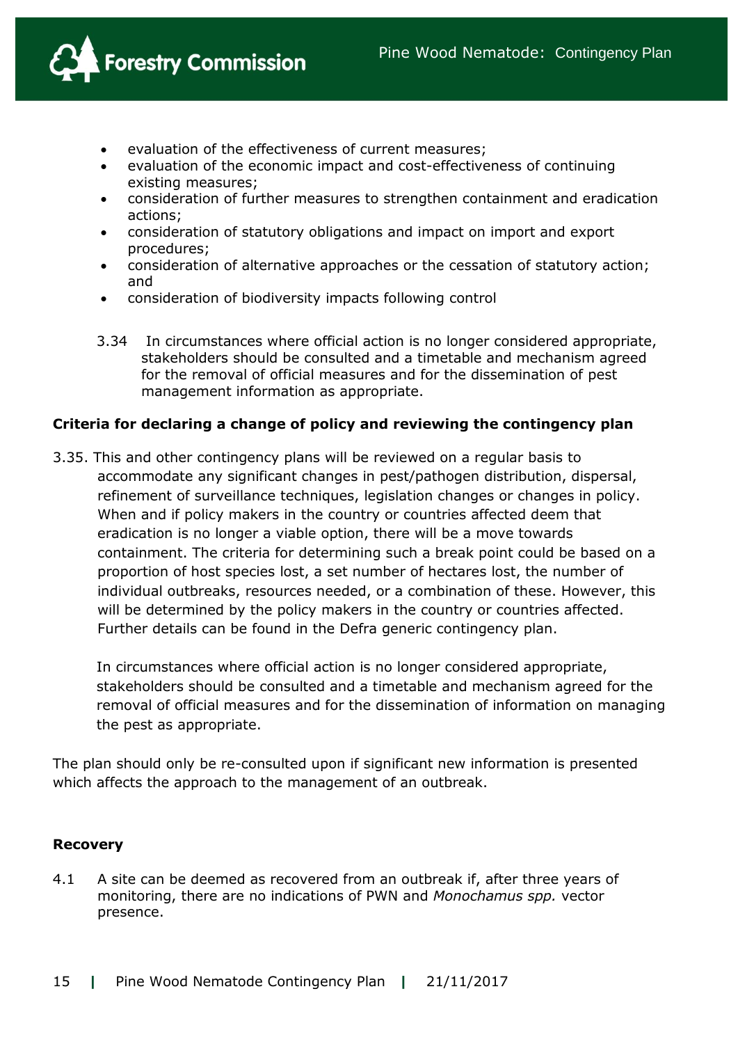- evaluation of the effectiveness of current measures;
- evaluation of the economic impact and cost-effectiveness of continuing existing measures;
- consideration of further measures to strengthen containment and eradication actions;
- consideration of statutory obligations and impact on import and export procedures;
- consideration of alternative approaches or the cessation of statutory action; and
- consideration of biodiversity impacts following control

3.34 In circumstances where official action is no longer considered appropriate, stakeholders should be consulted and a timetable and mechanism agreed for the removal of official measures and for the dissemination of pest management information as appropriate.

**Criteria for declaring a change of policy and reviewing the contingency plan**

3.35. This and other contingency plans will be reviewed on a regular basis to accommodate any significant changes in pest/pathogen distribution, dispersal, refinement of surveillance techniques, legislation changes or changes in policy. When and if policy makers in the country or countries affected deem that eradication is no longer a viable option, there will be a move towards containment. The criteria for determining such a break point could be based on a proportion of host species lost, a set number of hectares lost, the number of individual outbreaks, resources needed, or a combination of these. However, this will be determined by the policy makers in the country or countries affected. Further details can be found in the Defra generic contingency plan.

In circumstances where official action is no longer considered appropriate, stakeholders should be consulted and a timetable and mechanism agreed for the removal of official measures and for the dissemination of information on managing the pest as appropriate.

The plan should only be re-consulted upon if significant new information is presented which affects the approach to the management of an outbreak.

**Recovery**

4.1 A site can be deemed as recovered from an outbreak if, after three years of monitoring, there are no indications of PWN and *Monochamus spp.* vector presence.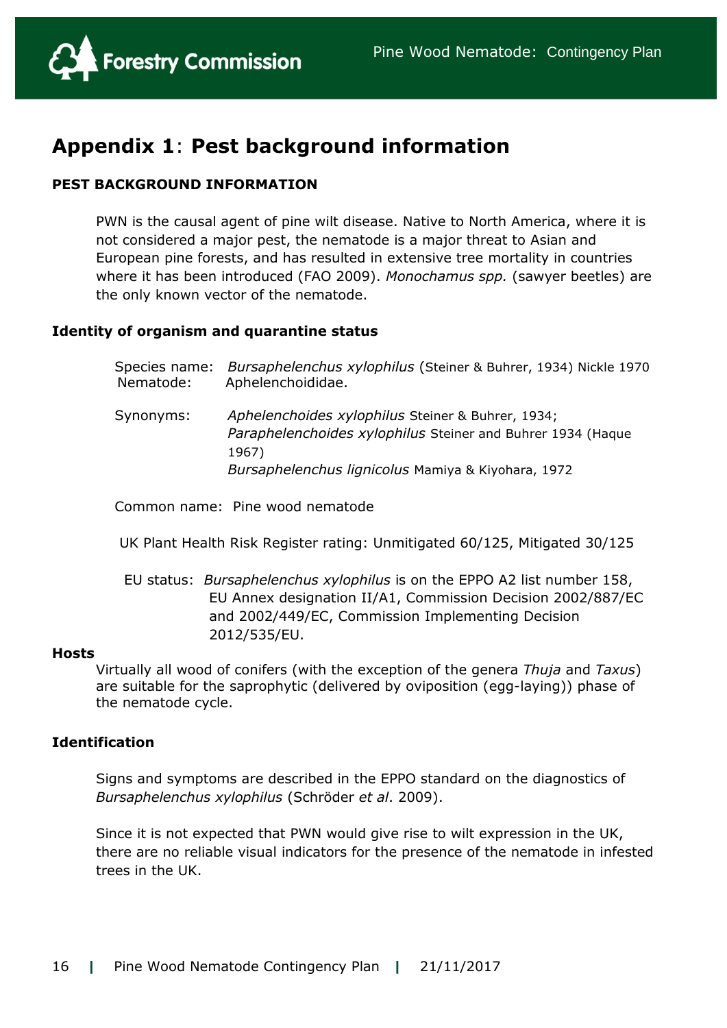# Appendix 1: Pest background information

**PEST BACKGROUND INFORMATION**

PWN is the causal agent of pine wilt disease. Native to North America, where it is not considered a major pest, the nematode is a major threat to Asian and European pine forests, and has resulted in extensive tree mortality in countries where it has been introduced (FAO 2009). *Monochamus spp.* (sawyer beetles) are the only known vector of the nematode.

**Identity of organism and quarantine status**

Species name: *Bursaphelenchus xylophilus* (Steiner & Buhrer, 1934) Nickle 1970
Nematode: Aphelenchoididae.

Synonyms: *Aphelenchoides xylophilus* Steiner & Buhrer, 1934;
*Paraphelenchoides xylophilus* Steiner and Buhrer 1934 (Haque 1967)
*Bursaphelenchus lignicolus* Mamiya & Kiyohara, 1972

Common name: Pine wood nematode

UK Plant Health Risk Register rating: Unmitigated 60/125, Mitigated 30/125

EU status: *Bursaphelenchus xylophilus* is on the EPPO A2 list number 158, EU Annex designation II/A1, Commission Decision 2002/887/EC and 2002/449/EC, Commission Implementing Decision 2012/535/EU.

**Hosts**

Virtually all wood of conifers (with the exception of the genera *Thuja* and *Taxus*) are suitable for the saprophytic (delivered by oviposition (egg-laying)) phase of the nematode cycle.

**Identification**

Signs and symptoms are described in the EPPO standard on the diagnostics of *Bursaphelenchus xylophilus* (Schröder *et al*. 2009).

Since it is not expected that PWN would give rise to wilt expression in the UK, there are no reliable visual indicators for the presence of the nematode in infested trees in the UK.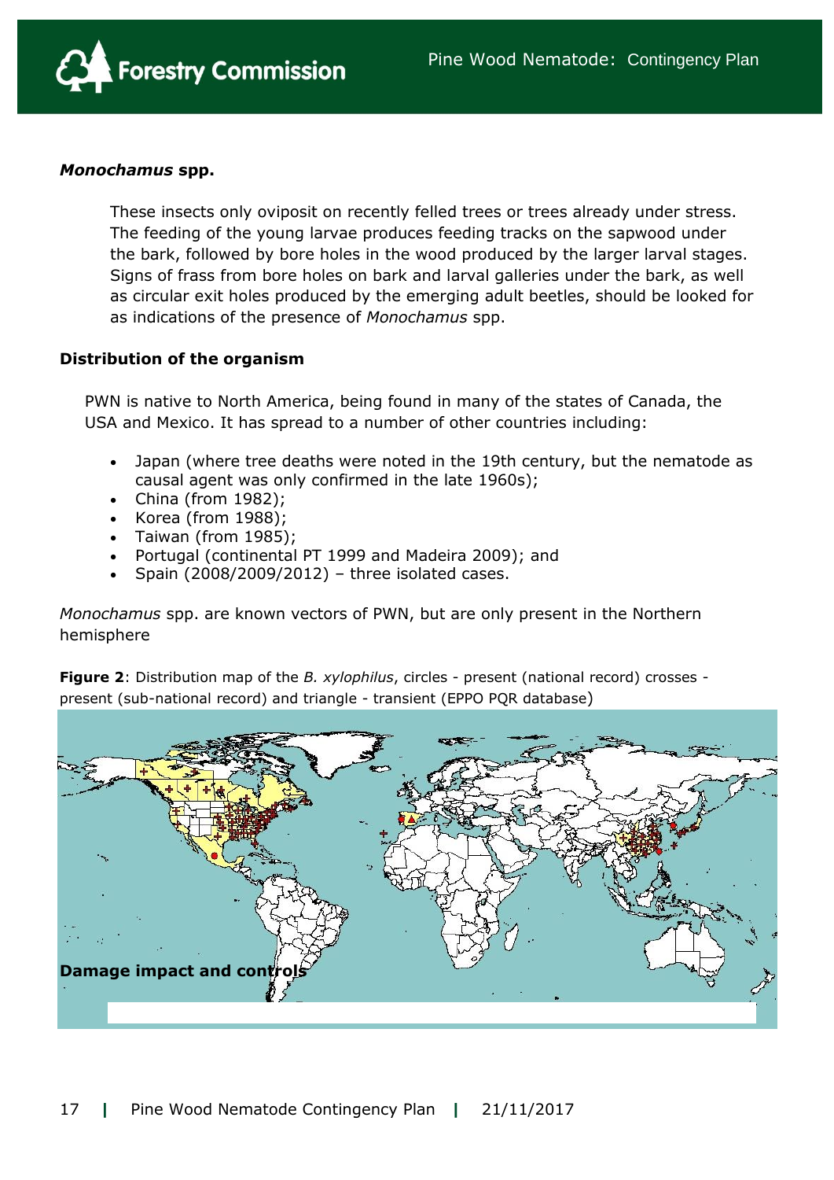***Monochamus* spp.**

These insects only oviposit on recently felled trees or trees already under stress. The feeding of the young larvae produces feeding tracks on the sapwood under the bark, followed by bore holes in the wood produced by the larger larval stages. Signs of frass from bore holes on bark and larval galleries under the bark, as well as circular exit holes produced by the emerging adult beetles, should be looked for as indications of the presence of *Monochamus* spp.

**Distribution of the organism**

PWN is native to North America, being found in many of the states of Canada, the USA and Mexico. It has spread to a number of other countries including:

- Japan (where tree deaths were noted in the 19th century, but the nematode as causal agent was only confirmed in the late 1960s);
- China (from 1982);
- Korea (from 1988);
- Taiwan (from 1985);
- Portugal (continental PT 1999 and Madeira 2009); and
- Spain (2008/2009/2012) – three isolated cases.

*Monochamus* spp. are known vectors of PWN, but are only present in the Northern hemisphere

**Figure 2**: Distribution map of the *B. xylophilus*, circles - present (national record) crosses - present (sub-national record) and triangle - transient (EPPO PQR database)

**Damage impact and controls**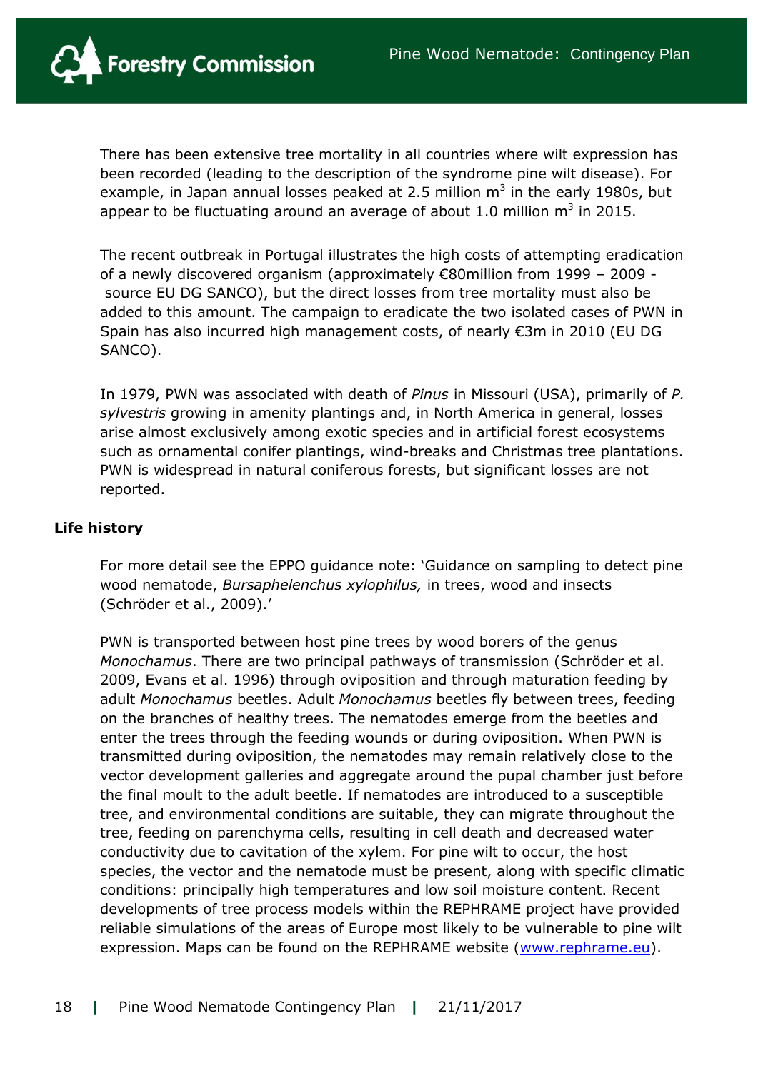There has been extensive tree mortality in all countries where wilt expression has been recorded (leading to the description of the syndrome pine wilt disease). For example, in Japan annual losses peaked at 2.5 million $m^3$ in the early 1980s, but appear to be fluctuating around an average of about 1.0 million $m^3$ in 2015.

The recent outbreak in Portugal illustrates the high costs of attempting eradication of a newly discovered organism (approximately €80million from 1999 – 2009 - source EU DG SANCO), but the direct losses from tree mortality must also be added to this amount. The campaign to eradicate the two isolated cases of PWN in Spain has also incurred high management costs, of nearly €3m in 2010 (EU DG SANCO).

In 1979, PWN was associated with death of *Pinus* in Missouri (USA), primarily of *P. sylvestris* growing in amenity plantings and, in North America in general, losses arise almost exclusively among exotic species and in artificial forest ecosystems such as ornamental conifer plantings, wind-breaks and Christmas tree plantations. PWN is widespread in natural coniferous forests, but significant losses are not reported.

## Life history

For more detail see the EPPO guidance note: 'Guidance on sampling to detect pine wood nematode, *Bursaphelenchus xylophilus,* in trees, wood and insects (Schröder et al., 2009).'

PWN is transported between host pine trees by wood borers of the genus *Monochamus*. There are two principal pathways of transmission (Schröder et al. 2009, Evans et al. 1996) through oviposition and through maturation feeding by adult *Monochamus* beetles. Adult *Monochamus* beetles fly between trees, feeding on the branches of healthy trees. The nematodes emerge from the beetles and enter the trees through the feeding wounds or during oviposition. When PWN is transmitted during oviposition, the nematodes may remain relatively close to the vector development galleries and aggregate around the pupal chamber just before the final moult to the adult beetle. If nematodes are introduced to a susceptible tree, and environmental conditions are suitable, they can migrate throughout the tree, feeding on parenchyma cells, resulting in cell death and decreased water conductivity due to cavitation of the xylem. For pine wilt to occur, the host species, the vector and the nematode must be present, along with specific climatic conditions: principally high temperatures and low soil moisture content. Recent developments of tree process models within the REPHRAME project have provided reliable simulations of the areas of Europe most likely to be vulnerable to pine wilt expression. Maps can be found on the REPHRAME website (www.rephrame.eu).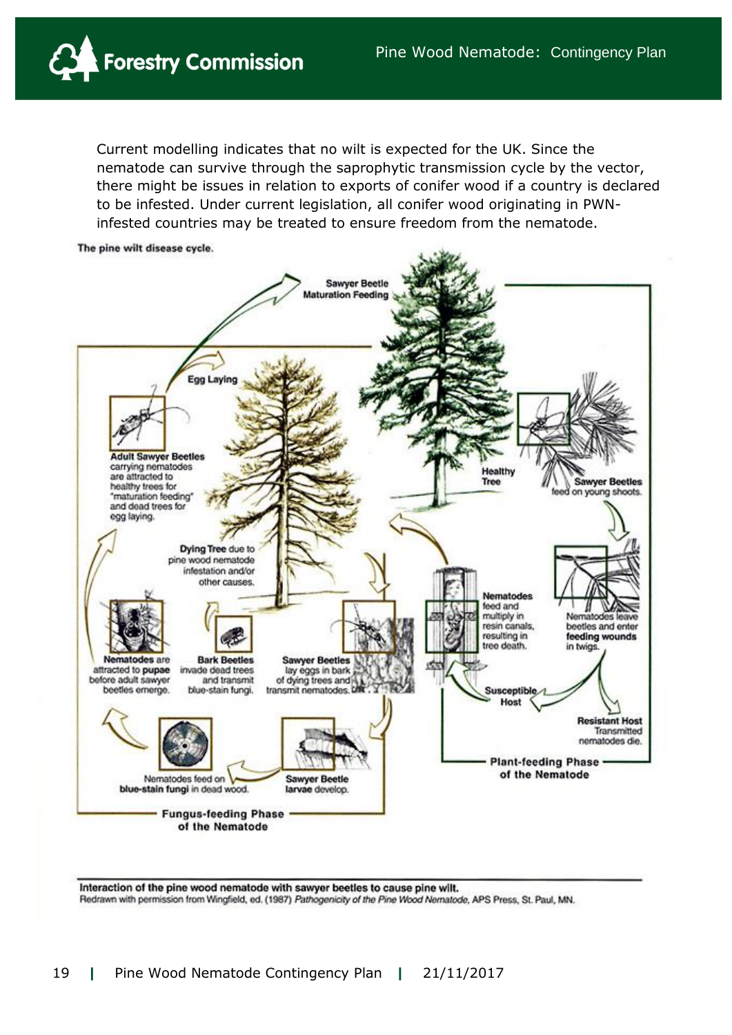Current modelling indicates that no wilt is expected for the UK. Since the nematode can survive through the saprophytic transmission cycle by the vector, there might be issues in relation to exports of conifer wood if a country is declared to be infested. Under current legislation, all conifer wood originating in PWN-infested countries may be treated to ensure freedom from the nematode.

**The pine wilt disease cycle.**

Sawyer Beetle Maturation Feeding

Egg Laying

**Adult Sawyer Beetles** carrying nematodes are attracted to healthy trees for "maturation feeding" and dead trees for egg laying.

**Dying Tree** due to pine wood nematode infestation and/or other causes.

Healthy Tree

**Sawyer Beetles** feed on young shoots.

**Nematodes** feed and multiply in resin canals, resulting in tree death.

Nematodes leave beetles and enter **feeding wounds** in twigs.

**Susceptible Host**

**Resistant Host** Transmitted nematodes die.

**Plant-feeding Phase of the Nematode**

**Nematodes** are attracted to **pupae** before adult sawyer beetles emerge.

**Bark Beetles** invade dead trees and transmit blue-stain fungi.

**Sawyer Beetles** lay eggs in bark of dying trees and transmit nematodes.

Nematodes feed on **blue-stain fungi** in dead wood.

**Sawyer Beetle larvae** develop.

**Fungus-feeding Phase of the Nematode**

**Interaction of the pine wood nematode with sawyer beetles to cause pine wilt.**
Redrawn with permission from Wingfield, ed. (1987) *Pathogenicity of the Pine Wood Nematode*, APS Press, St. Paul, MN.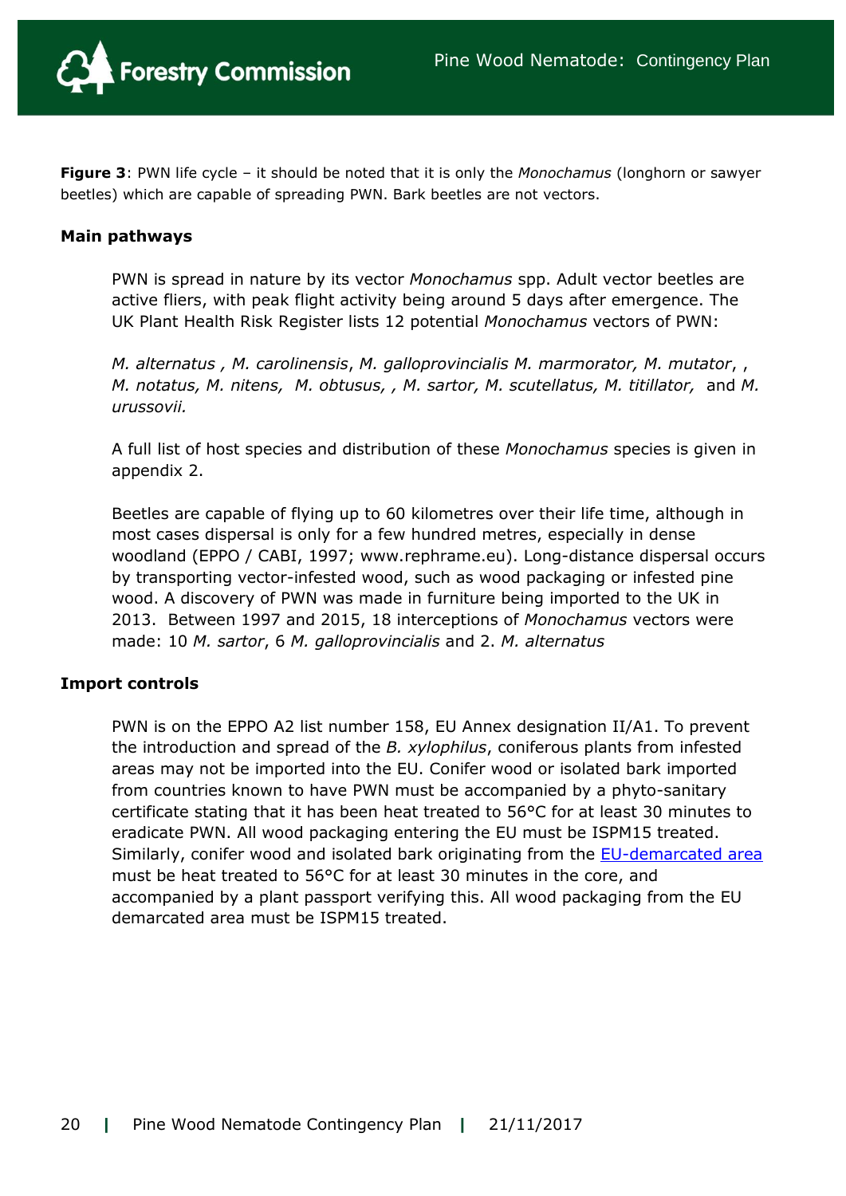**Figure 3**: PWN life cycle – it should be noted that it is only the *Monochamus* (longhorn or sawyer beetles) which are capable of spreading PWN. Bark beetles are not vectors.

**Main pathways**

PWN is spread in nature by its vector *Monochamus* spp. Adult vector beetles are active fliers, with peak flight activity being around 5 days after emergence. The UK Plant Health Risk Register lists 12 potential *Monochamus* vectors of PWN:

*M. alternatus* , *M. carolinensis*, *M. galloprovincialis M. marmorator, M. mutator*, , *M. notatus, M. nitens, M. obtusus,* , *M. sartor, M. scutellatus, M. titillator,* and *M. urussovii.*

A full list of host species and distribution of these *Monochamus* species is given in appendix 2.

Beetles are capable of flying up to 60 kilometres over their life time, although in most cases dispersal is only for a few hundred metres, especially in dense woodland (EPPO / CABI, 1997; www.rephrame.eu). Long-distance dispersal occurs by transporting vector-infested wood, such as wood packaging or infested pine wood. A discovery of PWN was made in furniture being imported to the UK in 2013. Between 1997 and 2015, 18 interceptions of *Monochamus* vectors were made: 10 *M. sartor*, 6 *M. galloprovincialis* and 2. *M. alternatus*

**Import controls**

PWN is on the EPPO A2 list number 158, EU Annex designation II/A1. To prevent the introduction and spread of the *B. xylophilus*, coniferous plants from infested areas may not be imported into the EU. Conifer wood or isolated bark imported from countries known to have PWN must be accompanied by a phyto-sanitary certificate stating that it has been heat treated to 56°C for at least 30 minutes to eradicate PWN. All wood packaging entering the EU must be ISPM15 treated. Similarly, conifer wood and isolated bark originating from the EU-demarcated area must be heat treated to 56°C for at least 30 minutes in the core, and accompanied by a plant passport verifying this. All wood packaging from the EU demarcated area must be ISPM15 treated.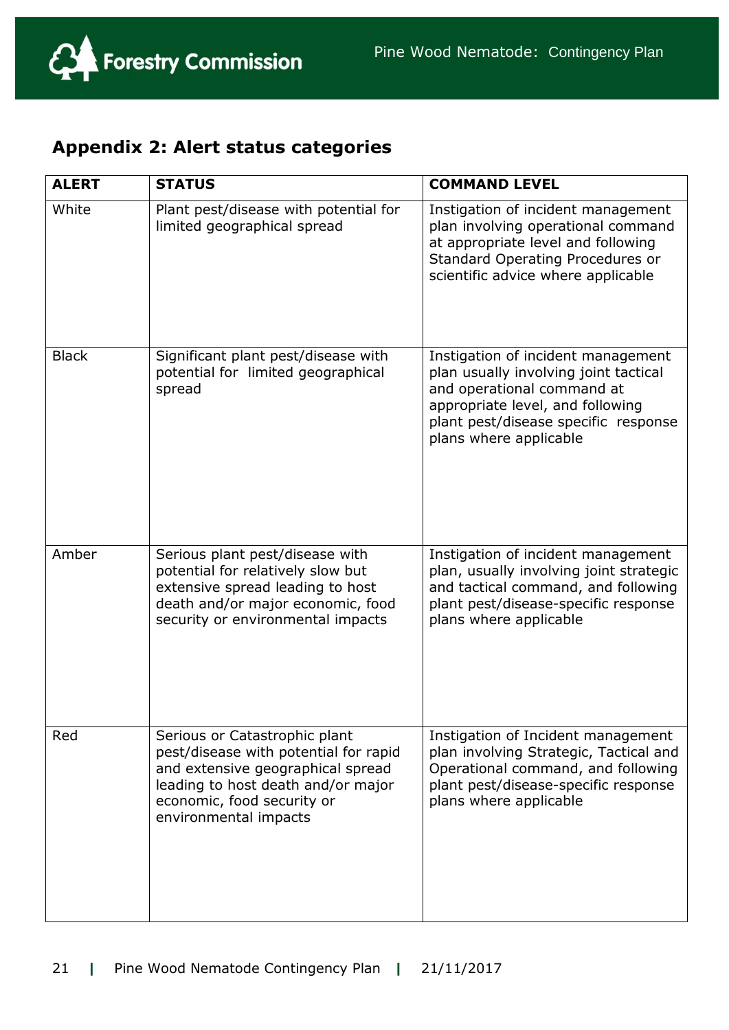## Appendix 2: Alert status categories

| ALERT | STATUS | COMMAND LEVEL |
|---|---|---|
| White | Plant pest/disease with potential for limited geographical spread | Instigation of incident management plan involving operational command at appropriate level and following Standard Operating Procedures or scientific advice where applicable |
| Black | Significant plant pest/disease with potential for limited geographical spread | Instigation of incident management plan usually involving joint tactical and operational command at appropriate level, and following plant pest/disease specific response plans where applicable |
| Amber | Serious plant pest/disease with potential for relatively slow but extensive spread leading to host death and/or major economic, food security or environmental impacts | Instigation of incident management plan, usually involving joint strategic and tactical command, and following plant pest/disease-specific response plans where applicable |
| Red | Serious or Catastrophic plant pest/disease with potential for rapid and extensive geographical spread leading to host death and/or major economic, food security or environmental impacts | Instigation of Incident management plan involving Strategic, Tactical and Operational command, and following plant pest/disease-specific response plans where applicable |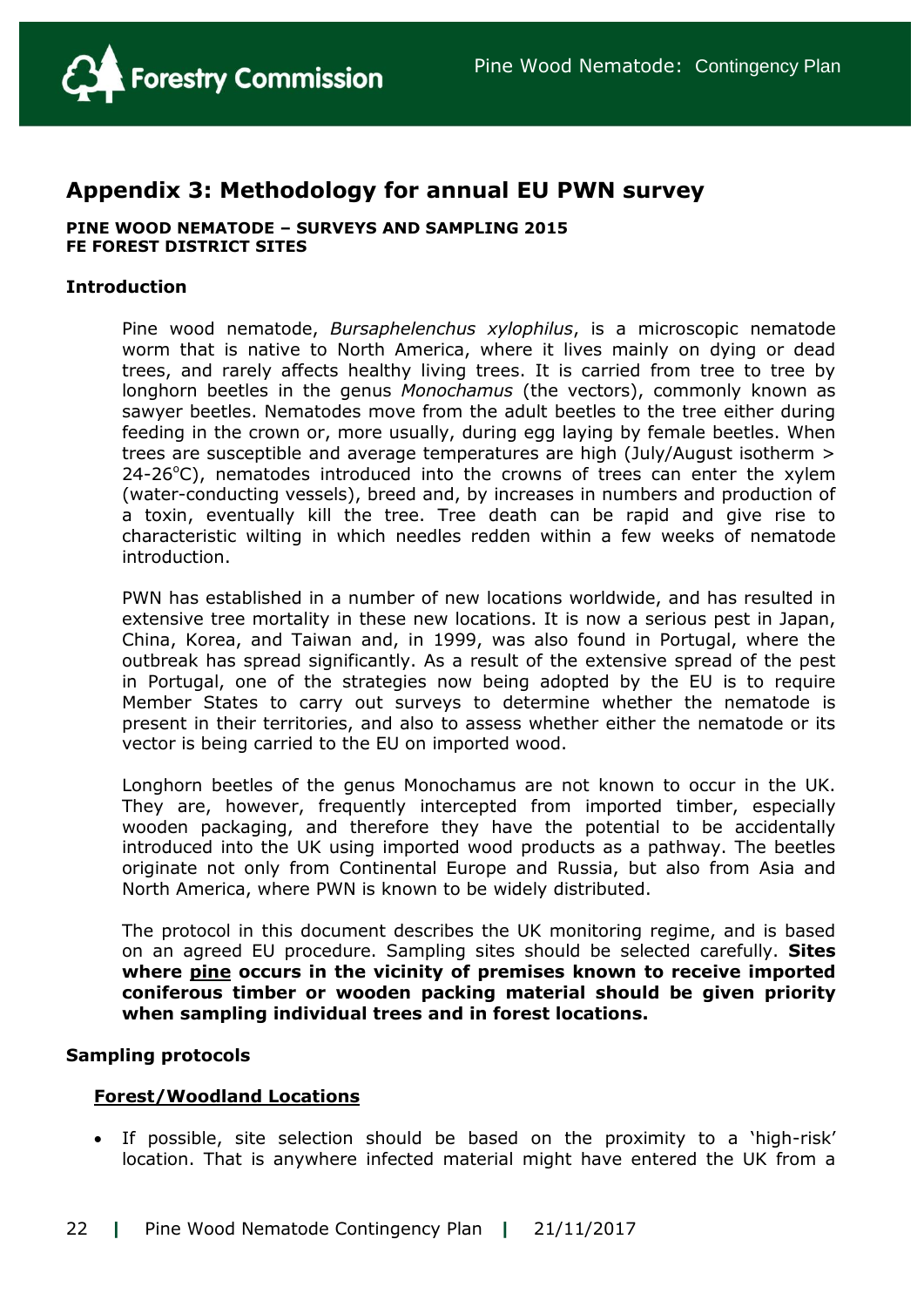# Appendix 3: Methodology for annual EU PWN survey

**PINE WOOD NEMATODE – SURVEYS AND SAMPLING 2015**
**FE FOREST DISTRICT SITES**

### Introduction

Pine wood nematode, *Bursaphelenchus xylophilus*, is a microscopic nematode worm that is native to North America, where it lives mainly on dying or dead trees, and rarely affects healthy living trees. It is carried from tree to tree by longhorn beetles in the genus *Monochamus* (the vectors), commonly known as sawyer beetles. Nematodes move from the adult beetles to the tree either during feeding in the crown or, more usually, during egg laying by female beetles. When trees are susceptible and average temperatures are high (July/August isotherm > 24-26$^{o}$C), nematodes introduced into the crowns of trees can enter the xylem (water-conducting vessels), breed and, by increases in numbers and production of a toxin, eventually kill the tree. Tree death can be rapid and give rise to characteristic wilting in which needles redden within a few weeks of nematode introduction.

PWN has established in a number of new locations worldwide, and has resulted in extensive tree mortality in these new locations. It is now a serious pest in Japan, China, Korea, and Taiwan and, in 1999, was also found in Portugal, where the outbreak has spread significantly. As a result of the extensive spread of the pest in Portugal, one of the strategies now being adopted by the EU is to require Member States to carry out surveys to determine whether the nematode is present in their territories, and also to assess whether either the nematode or its vector is being carried to the EU on imported wood.

Longhorn beetles of the genus Monochamus are not known to occur in the UK. They are, however, frequently intercepted from imported timber, especially wooden packaging, and therefore they have the potential to be accidentally introduced into the UK using imported wood products as a pathway. The beetles originate not only from Continental Europe and Russia, but also from Asia and North America, where PWN is known to be widely distributed.

The protocol in this document describes the UK monitoring regime, and is based on an agreed EU procedure. Sampling sites should be selected carefully. **Sites where <u>pine</u> occurs in the vicinity of premises known to receive imported coniferous timber or wooden packing material should be given priority when sampling individual trees and in forest locations.**

### Sampling protocols

#### <u>Forest/Woodland Locations</u>

- If possible, site selection should be based on the proximity to a 'high-risk' location. That is anywhere infected material might have entered the UK from a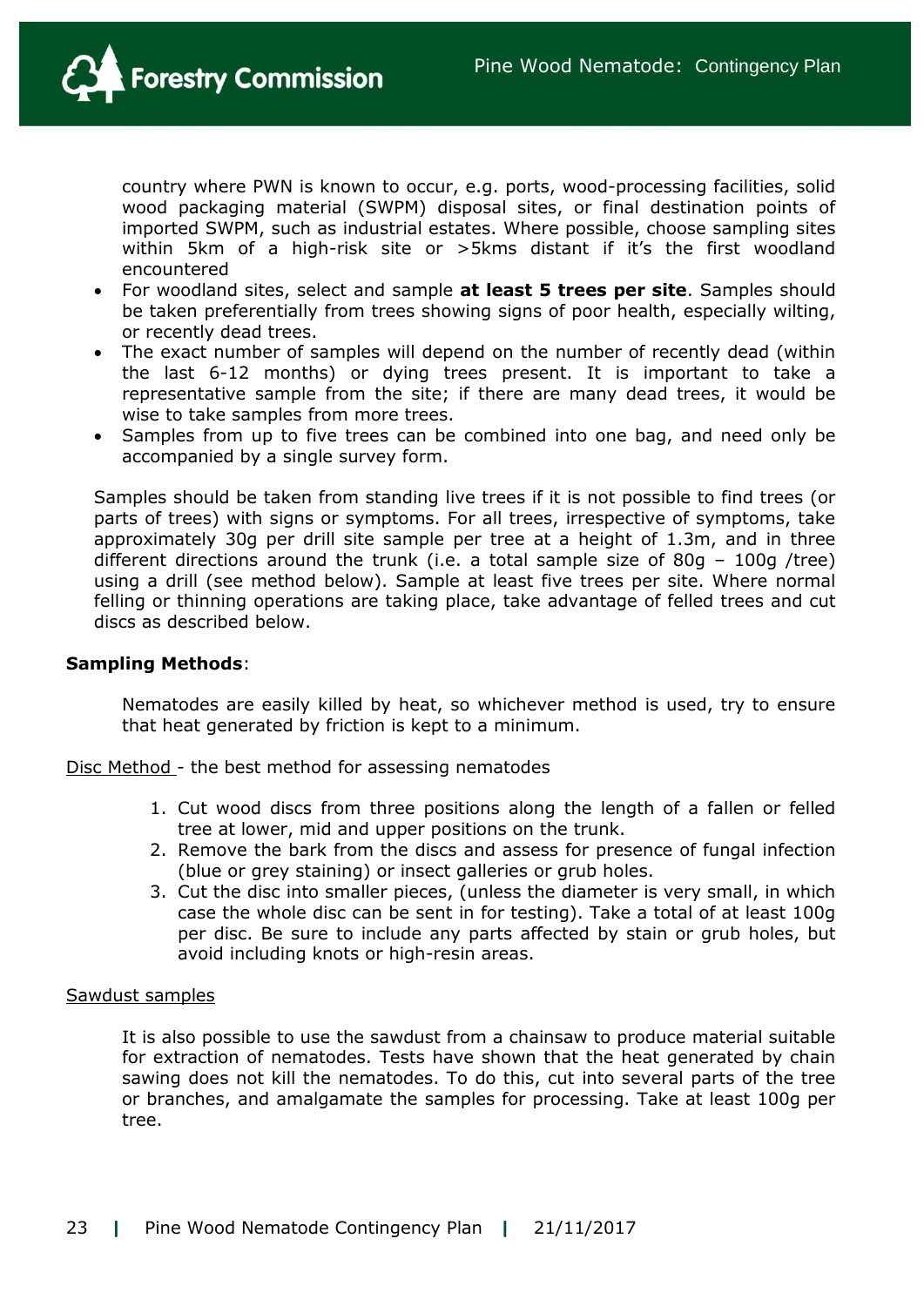country where PWN is known to occur, e.g. ports, wood-processing facilities, solid wood packaging material (SWPM) disposal sites, or final destination points of imported SWPM, such as industrial estates. Where possible, choose sampling sites within 5km of a high-risk site or >5kms distant if it's the first woodland encountered

- For woodland sites, select and sample **at least 5 trees per site**. Samples should be taken preferentially from trees showing signs of poor health, especially wilting, or recently dead trees.
- The exact number of samples will depend on the number of recently dead (within the last 6-12 months) or dying trees present. It is important to take a representative sample from the site; if there are many dead trees, it would be wise to take samples from more trees.
- Samples from up to five trees can be combined into one bag, and need only be accompanied by a single survey form.

Samples should be taken from standing live trees if it is not possible to find trees (or parts of trees) with signs or symptoms. For all trees, irrespective of symptoms, take approximately 30g per drill site sample per tree at a height of 1.3m, and in three different directions around the trunk (i.e. a total sample size of 80g – 100g /tree) using a drill (see method below). Sample at least five trees per site. Where normal felling or thinning operations are taking place, take advantage of felled trees and cut discs as described below.

**Sampling Methods**:

Nematodes are easily killed by heat, so whichever method is used, try to ensure that heat generated by friction is kept to a minimum.

Disc Method - the best method for assessing nematodes

1. Cut wood discs from three positions along the length of a fallen or felled tree at lower, mid and upper positions on the trunk.
2. Remove the bark from the discs and assess for presence of fungal infection (blue or grey staining) or insect galleries or grub holes.
3. Cut the disc into smaller pieces, (unless the diameter is very small, in which case the whole disc can be sent in for testing). Take a total of at least 100g per disc. Be sure to include any parts affected by stain or grub holes, but avoid including knots or high-resin areas.

Sawdust samples

It is also possible to use the sawdust from a chainsaw to produce material suitable for extraction of nematodes. Tests have shown that the heat generated by chain sawing does not kill the nematodes. To do this, cut into several parts of the tree or branches, and amalgamate the samples for processing. Take at least 100g per tree.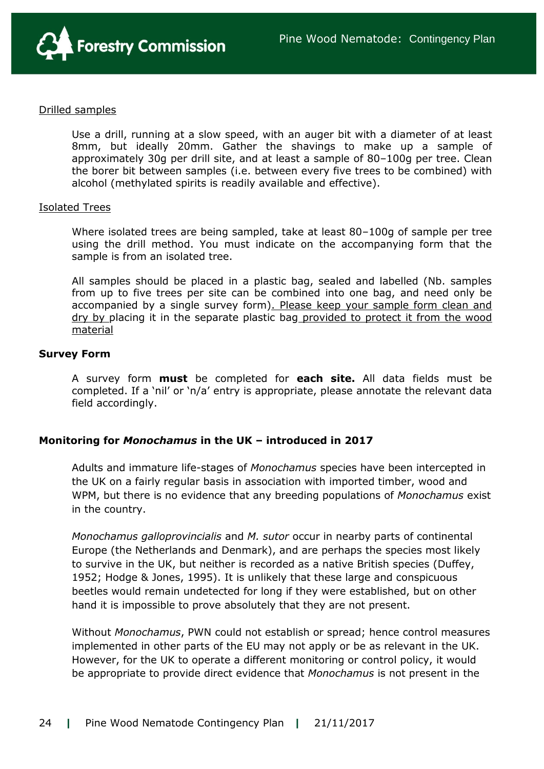Drilled samples

Use a drill, running at a slow speed, with an auger bit with a diameter of at least 8mm, but ideally 20mm. Gather the shavings to make up a sample of approximately 30g per drill site, and at least a sample of 80–100g per tree. Clean the borer bit between samples (i.e. between every five trees to be combined) with alcohol (methylated spirits is readily available and effective).

Isolated Trees

Where isolated trees are being sampled, take at least 80–100g of sample per tree using the drill method. You must indicate on the accompanying form that the sample is from an isolated tree.

All samples should be placed in a plastic bag, sealed and labelled (Nb. samples from up to five trees per site can be combined into one bag, and need only be accompanied by a single survey form). Please keep your sample form clean and dry by placing it in the separate plastic bag provided to protect it from the wood material

**Survey Form**

A survey form **must** be completed for **each site.** All data fields must be completed. If a 'nil' or 'n/a' entry is appropriate, please annotate the relevant data field accordingly.

**Monitoring for *Monochamus* in the UK – introduced in 2017**

Adults and immature life-stages of *Monochamus* species have been intercepted in the UK on a fairly regular basis in association with imported timber, wood and WPM, but there is no evidence that any breeding populations of *Monochamus* exist in the country.

*Monochamus galloprovincialis* and *M. sutor* occur in nearby parts of continental Europe (the Netherlands and Denmark), and are perhaps the species most likely to survive in the UK, but neither is recorded as a native British species (Duffey, 1952; Hodge & Jones, 1995). It is unlikely that these large and conspicuous beetles would remain undetected for long if they were established, but on other hand it is impossible to prove absolutely that they are not present.

Without *Monochamus*, PWN could not establish or spread; hence control measures implemented in other parts of the EU may not apply or be as relevant in the UK. However, for the UK to operate a different monitoring or control policy, it would be appropriate to provide direct evidence that *Monochamus* is not present in the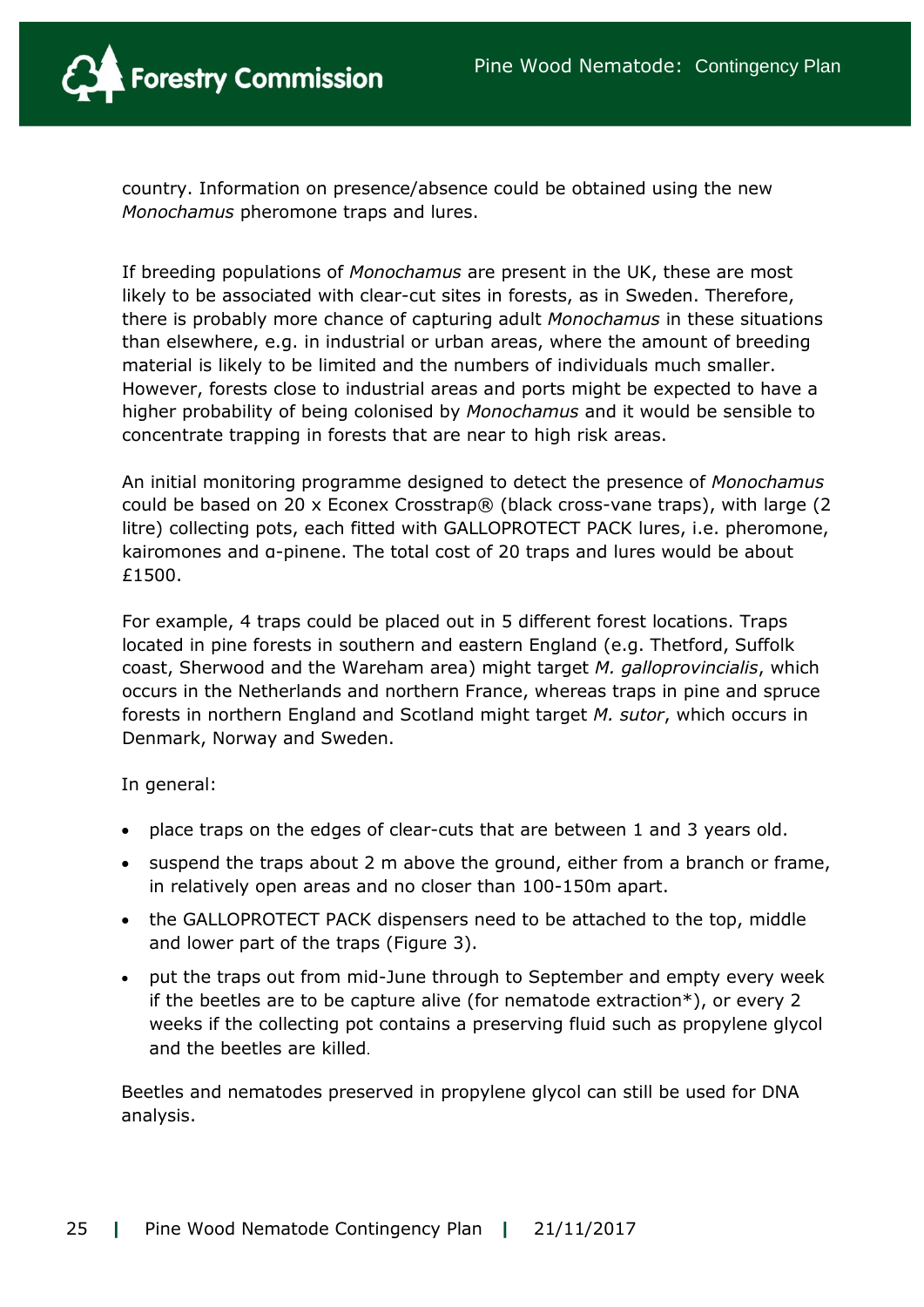country. Information on presence/absence could be obtained using the new *Monochamus* pheromone traps and lures.

If breeding populations of *Monochamus* are present in the UK, these are most likely to be associated with clear-cut sites in forests, as in Sweden. Therefore, there is probably more chance of capturing adult *Monochamus* in these situations than elsewhere, e.g. in industrial or urban areas, where the amount of breeding material is likely to be limited and the numbers of individuals much smaller. However, forests close to industrial areas and ports might be expected to have a higher probability of being colonised by *Monochamus* and it would be sensible to concentrate trapping in forests that are near to high risk areas.

An initial monitoring programme designed to detect the presence of *Monochamus* could be based on 20 x Econex Crosstrap® (black cross-vane traps), with large (2 litre) collecting pots, each fitted with GALLOPROTECT PACK lures, i.e. pheromone, kairomones and α-pinene. The total cost of 20 traps and lures would be about £1500.

For example, 4 traps could be placed out in 5 different forest locations. Traps located in pine forests in southern and eastern England (e.g. Thetford, Suffolk coast, Sherwood and the Wareham area) might target *M. galloprovincialis*, which occurs in the Netherlands and northern France, whereas traps in pine and spruce forests in northern England and Scotland might target *M. sutor*, which occurs in Denmark, Norway and Sweden.

In general:

- place traps on the edges of clear-cuts that are between 1 and 3 years old.
- suspend the traps about 2 m above the ground, either from a branch or frame, in relatively open areas and no closer than 100-150m apart.
- the GALLOPROTECT PACK dispensers need to be attached to the top, middle and lower part of the traps (Figure 3).
- put the traps out from mid-June through to September and empty every week if the beetles are to be capture alive (for nematode extraction*), or every 2 weeks if the collecting pot contains a preserving fluid such as propylene glycol and the beetles are killed.

Beetles and nematodes preserved in propylene glycol can still be used for DNA analysis.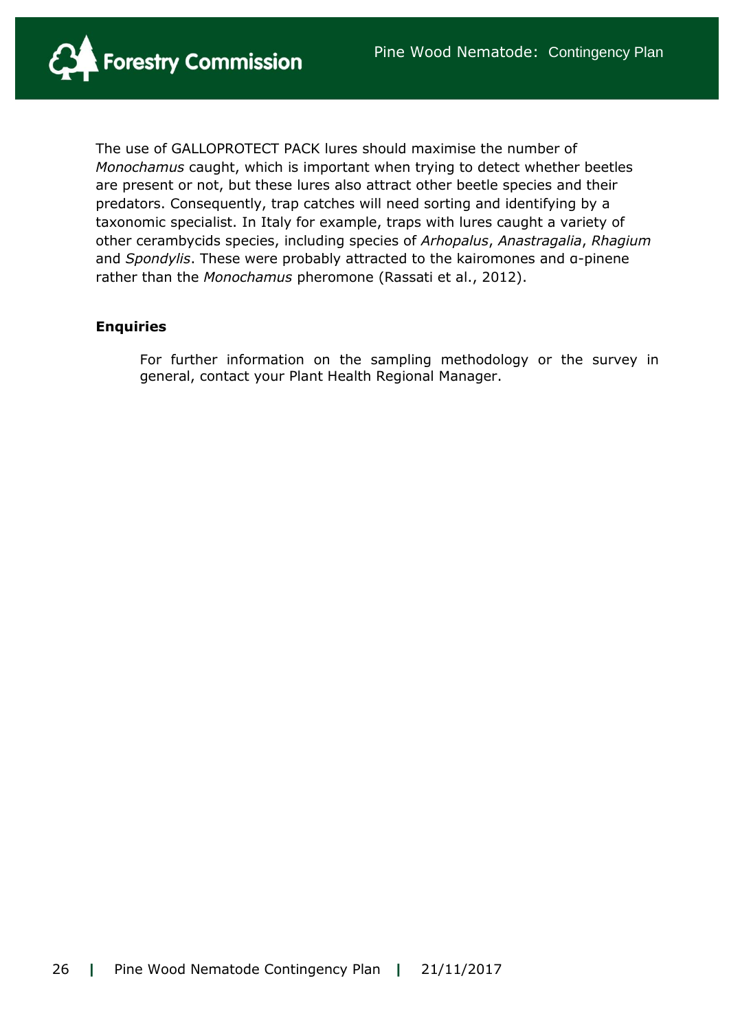The use of GALLOPROTECT PACK lures should maximise the number of *Monochamus* caught, which is important when trying to detect whether beetles are present or not, but these lures also attract other beetle species and their predators. Consequently, trap catches will need sorting and identifying by a taxonomic specialist. In Italy for example, traps with lures caught a variety of other cerambycids species, including species of *Arhopalus*, *Anastragalia*, *Rhagium* and *Spondylis*. These were probably attracted to the kairomones and α-pinene rather than the *Monochamus* pheromone (Rassati et al., 2012).

**Enquiries**

For further information on the sampling methodology or the survey in general, contact your Plant Health Regional Manager.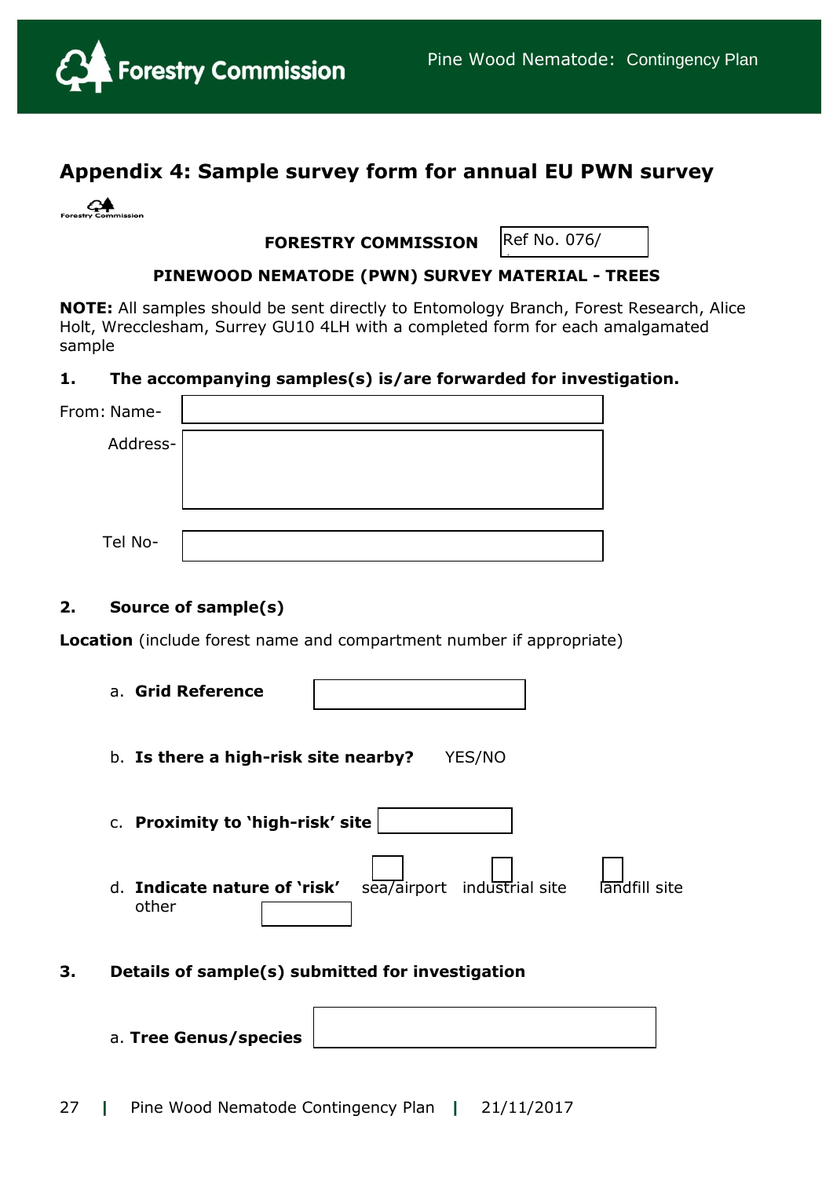## Appendix 4: Sample survey form for annual EU PWN survey

**FORESTRY COMMISSION** Ref No. 076/

**PINEWOOD NEMATODE (PWN) SURVEY MATERIAL - TREES**

**NOTE:** All samples should be sent directly to Entomology Branch, Forest Research, Alice Holt, Wrecclesham, Surrey GU10 4LH with a completed form for each amalgamated sample

**1. The accompanying samples(s) is/are forwarded for investigation.**

From: Name-

Address-

Tel No-

**2. Source of sample(s)**

**Location** (include forest name and compartment number if appropriate)

a. **Grid Reference**

b. **Is there a high-risk site nearby?** YES/NO

c. **Proximity to 'high-risk' site**

d. **Indicate nature of 'risk'** ☐ sea/airport ☐ industrial site ☐ landfill site
other

**3. Details of sample(s) submitted for investigation**

a. **Tree Genus/species**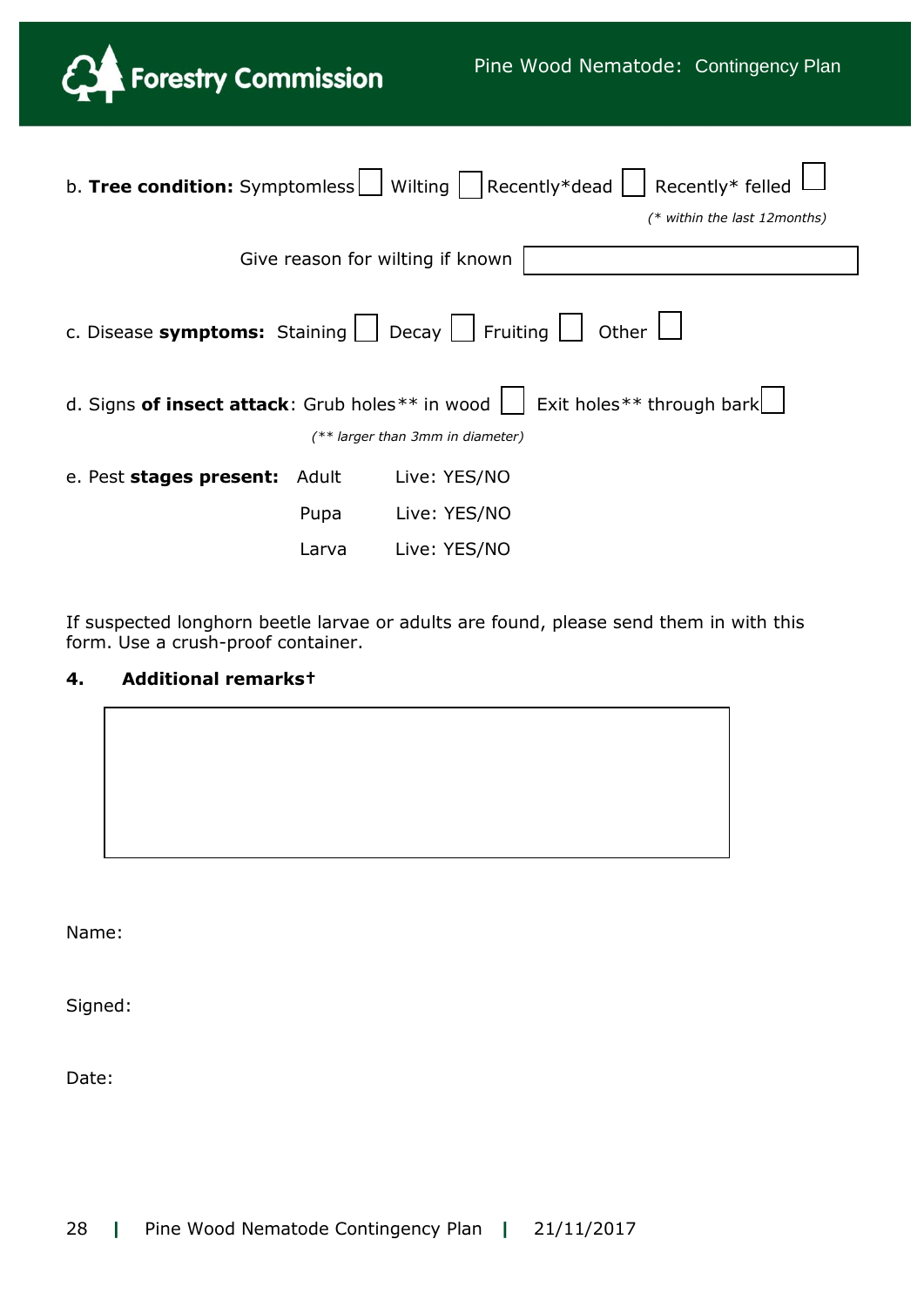b. **Tree condition:** Symptomless ☐ Wilting ☐ Recently*dead ☐ Recently* felled ☐

*(* within the last 12months)*

Give reason for wilting if known ☐

c. Disease **symptoms:** Staining ☐ Decay ☐ Fruiting ☐ Other ☐

d. Signs **of insect attack**: Grub holes** in wood ☐ Exit holes** through bark ☐

*(** larger than 3mm in diameter)*

e. Pest **stages present:**

| | |
|---|---|
| Adult | Live: YES/NO |
| Pupa | Live: YES/NO |
| Larva | Live: YES/NO |

If suspected longhorn beetle larvae or adults are found, please send them in with this form. Use a crush-proof container.

**4. Additional remarks†**

Name:

Signed:

Date: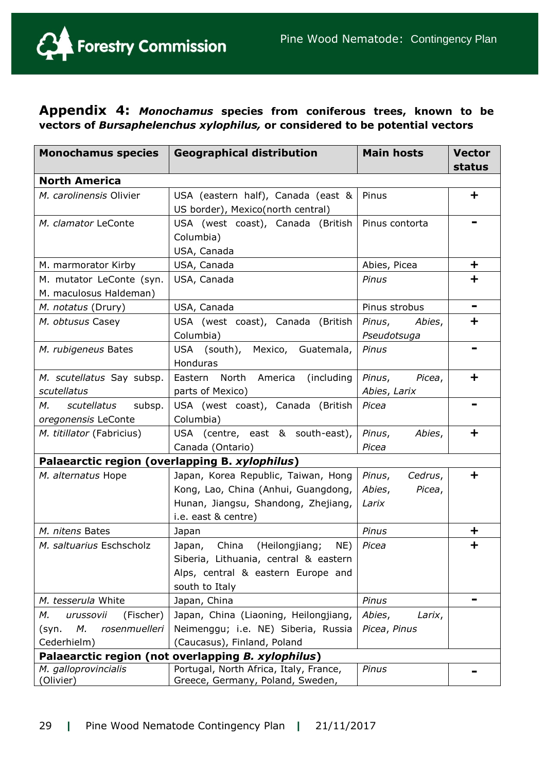## Appendix 4: *Monochamus* species from coniferous trees, known to be vectors of *Bursaphelenchus xylophilus,* or considered to be potential vectors

| Monochamus species | Geographical distribution | Main hosts | Vector status |
|---|---|---|---|
| **North America** | | | |
| *M. carolinensis* Olivier | USA (eastern half), Canada (east & US border), Mexico(north central) | Pinus | + |
| *M. clamator* LeConte | USA (west coast), Canada (British Columbia) USA, Canada | Pinus contorta | - |
| M. marmorator Kirby | USA, Canada | Abies, Picea | + |
| M. mutator LeConte (syn. M. maculosus Haldeman) | USA, Canada | *Pinus* | + |
| *M. notatus* (Drury) | USA, Canada | Pinus strobus | - |
| *M. obtusus* Casey | USA (west coast), Canada (British Columbia) | *Pinus*, *Abies*, *Pseudotsuga* | + |
| *M. rubigeneus* Bates | USA (south), Mexico, Guatemala, Honduras | *Pinus* | - |
| *M. scutellatus* Say subsp. *scutellatus* | Eastern North America (including parts of Mexico) | *Pinus*, *Picea*, *Abies*, *Larix* | + |
| *M. scutellatus* subsp. *oregonensis* LeConte | USA (west coast), Canada (British Columbia) | *Picea* | - |
| *M. titillator* (Fabricius) | USA (centre, east & south-east), Canada (Ontario) | *Pinus*, *Abies*, *Picea* | + |
| **Palaearctic region (overlapping *B. xylophilus*)** | | | |
| *M. alternatus* Hope | Japan, Korea Republic, Taiwan, Hong Kong, Lao, China (Anhui, Guangdong, Hunan, Jiangsu, Shandong, Zhejiang, i.e. east & centre) | *Pinus*, *Cedrus*, *Abies*, *Picea*, *Larix* | + |
| *M. nitens* Bates | Japan | *Pinus* | + |
| *M. saltuarius* Eschscholz | Japan, China (Heilongjiang; NE) Siberia, Lithuania, central & eastern Alps, central & eastern Europe and south to Italy | *Picea* | + |
| *M. tesserula* White | Japan, China | *Pinus* | - |
| *M. urussovii* (Fischer) (syn. *M. rosenmuelleri* Cederhielm) | Japan, China (Liaoning, Heilongjiang, Neimenggu; i.e. NE) Siberia, Russia (Caucasus), Finland, Poland | *Abies*, *Larix*, *Picea*, *Pinus* | |
| **Palaearctic region (not overlapping *B. xylophilus*)** | | | |
| *M. galloprovincialis* (Olivier) | Portugal, North Africa, Italy, France, Greece, Germany, Poland, Sweden, | *Pinus* | - |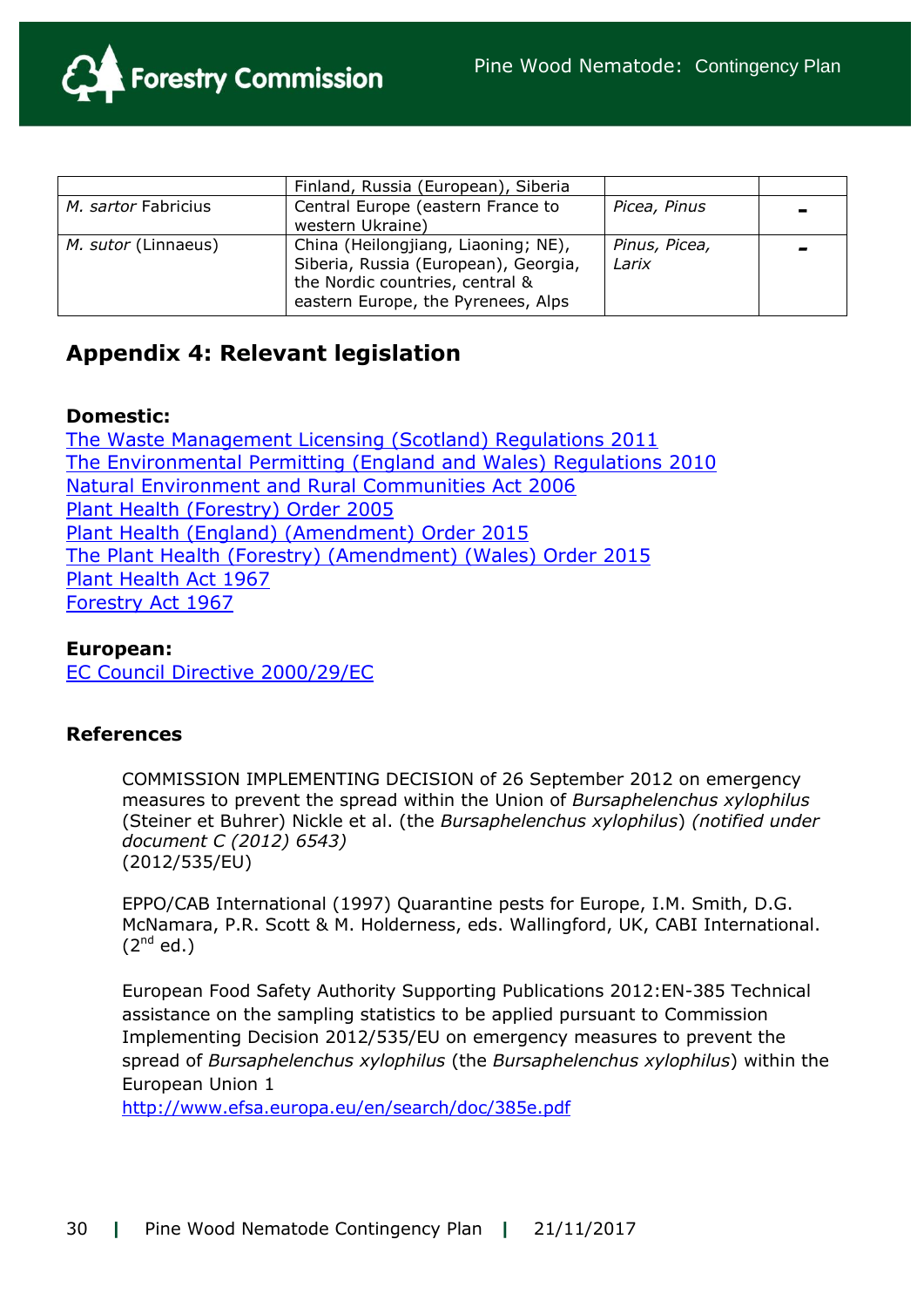| | | | |
|---|---|---|---|
| | Finland, Russia (European), Siberia | | |
| *M. sartor* Fabricius | Central Europe (eastern France to western Ukraine) | *Picea, Pinus* | - |
| *M. sutor* (Linnaeus) | China (Heilongjiang, Liaoning; NE), Siberia, Russia (European), Georgia, the Nordic countries, central & eastern Europe, the Pyrenees, Alps | *Pinus, Picea, Larix* | - |

## Appendix 4: Relevant legislation

**Domestic:**

The Waste Management Licensing (Scotland) Regulations 2011
The Environmental Permitting (England and Wales) Regulations 2010
Natural Environment and Rural Communities Act 2006
Plant Health (Forestry) Order 2005
Plant Health (England) (Amendment) Order 2015
The Plant Health (Forestry) (Amendment) (Wales) Order 2015
Plant Health Act 1967
Forestry Act 1967

**European:**

EC Council Directive 2000/29/EC

**References**

COMMISSION IMPLEMENTING DECISION of 26 September 2012 on emergency measures to prevent the spread within the Union of *Bursaphelenchus xylophilus* (Steiner et Buhrer) Nickle et al. (the *Bursaphelenchus xylophilus*) *(notified under document C (2012) 6543)*
(2012/535/EU)

EPPO/CAB International (1997) Quarantine pests for Europe, I.M. Smith, D.G. McNamara, P.R. Scott & M. Holderness, eds. Wallingford, UK, CABI International. (2nd ed.)

European Food Safety Authority Supporting Publications 2012:EN-385 Technical assistance on the sampling statistics to be applied pursuant to Commission Implementing Decision 2012/535/EU on emergency measures to prevent the spread of *Bursaphelenchus xylophilus* (the *Bursaphelenchus xylophilus*) within the European Union 1
http://www.efsa.europa.eu/en/search/doc/385e.pdf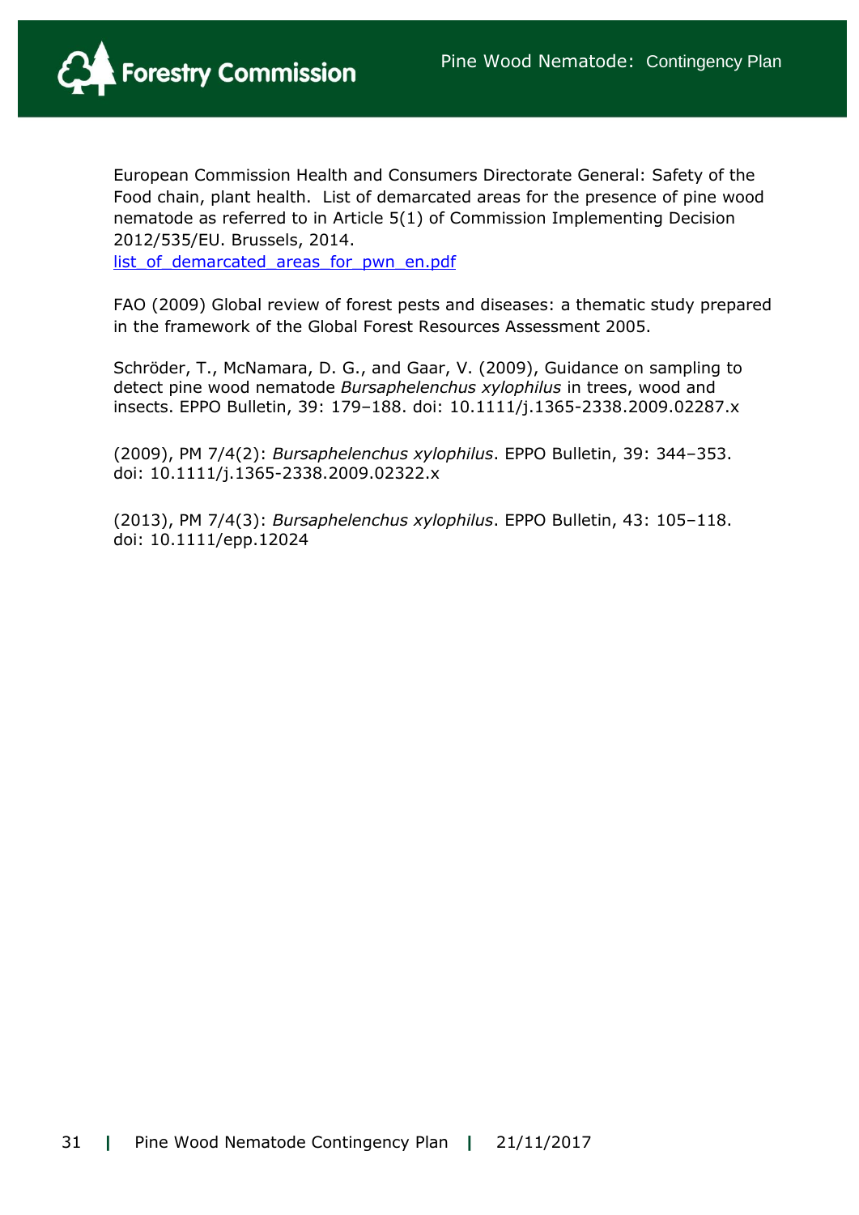European Commission Health and Consumers Directorate General: Safety of the Food chain, plant health. List of demarcated areas for the presence of pine wood nematode as referred to in Article 5(1) of Commission Implementing Decision 2012/535/EU. Brussels, 2014.
list_of_demarcated_areas_for_pwn_en.pdf

FAO (2009) Global review of forest pests and diseases: a thematic study prepared in the framework of the Global Forest Resources Assessment 2005.

Schröder, T., McNamara, D. G., and Gaar, V. (2009), Guidance on sampling to detect pine wood nematode *Bursaphelenchus xylophilus* in trees, wood and insects. EPPO Bulletin, 39: 179–188. doi: 10.1111/j.1365-2338.2009.02287.x

(2009), PM 7/4(2): *Bursaphelenchus xylophilus*. EPPO Bulletin, 39: 344–353. doi: 10.1111/j.1365-2338.2009.02322.x

(2013), PM 7/4(3): *Bursaphelenchus xylophilus*. EPPO Bulletin, 43: 105–118. doi: 10.1111/epp.12024